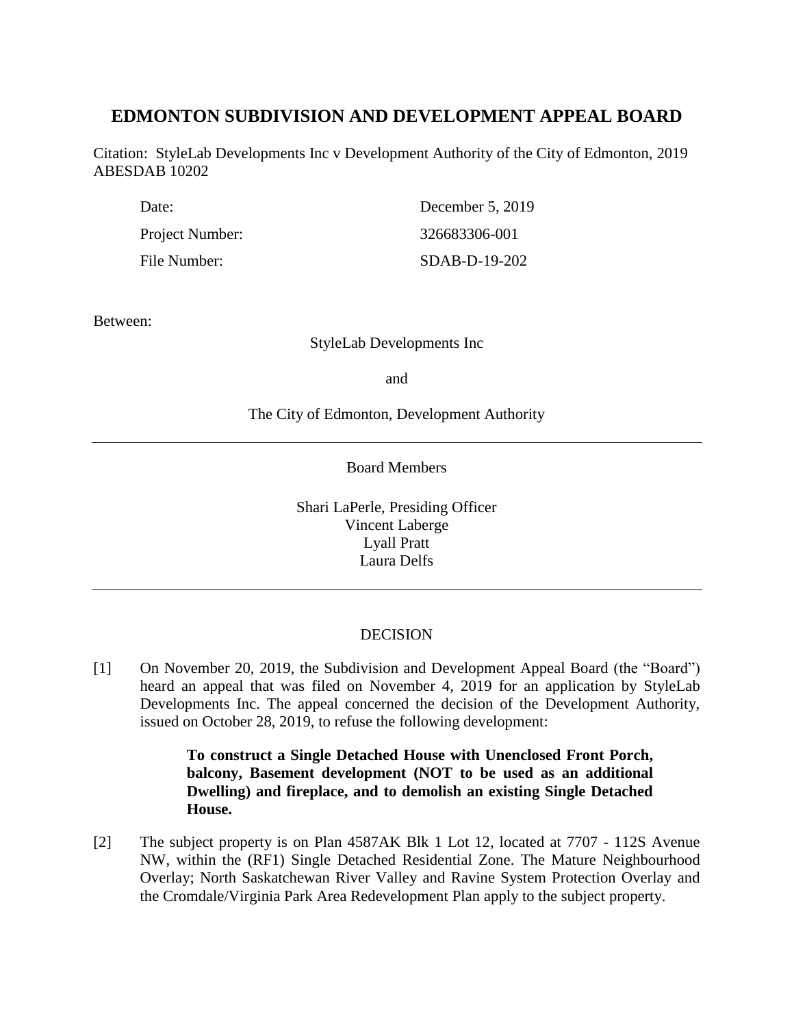# EDMONTON SUBDIVISION AND DEVELOPMENT APPEAL BOARD

Citation: StyleLab Developments Inc v Development Authority of the City of Edmonton, 2019 ABESDAB 10202

| | |
|---|---|
| Date: | December 5, 2019 |
| Project Number: | 326683306-001 |
| File Number: | SDAB-D-19-202 |

Between:

StyleLab Developments Inc

and

The City of Edmonton, Development Authority

---

Board Members

Shari LaPerle, Presiding Officer
Vincent Laberge
Lyall Pratt
Laura Delfs

---

DECISION

[1] On November 20, 2019, the Subdivision and Development Appeal Board (the "Board") heard an appeal that was filed on November 4, 2019 for an application by StyleLab Developments Inc. The appeal concerned the decision of the Development Authority, issued on October 28, 2019, to refuse the following development:

> **To construct a Single Detached House with Unenclosed Front Porch, balcony, Basement development (NOT to be used as an additional Dwelling) and fireplace, and to demolish an existing Single Detached House.**

[2] The subject property is on Plan 4587AK Blk 1 Lot 12, located at 7707 - 112S Avenue NW, within the (RF1) Single Detached Residential Zone. The Mature Neighbourhood Overlay; North Saskatchewan River Valley and Ravine System Protection Overlay and the Cromdale/Virginia Park Area Redevelopment Plan apply to the subject property.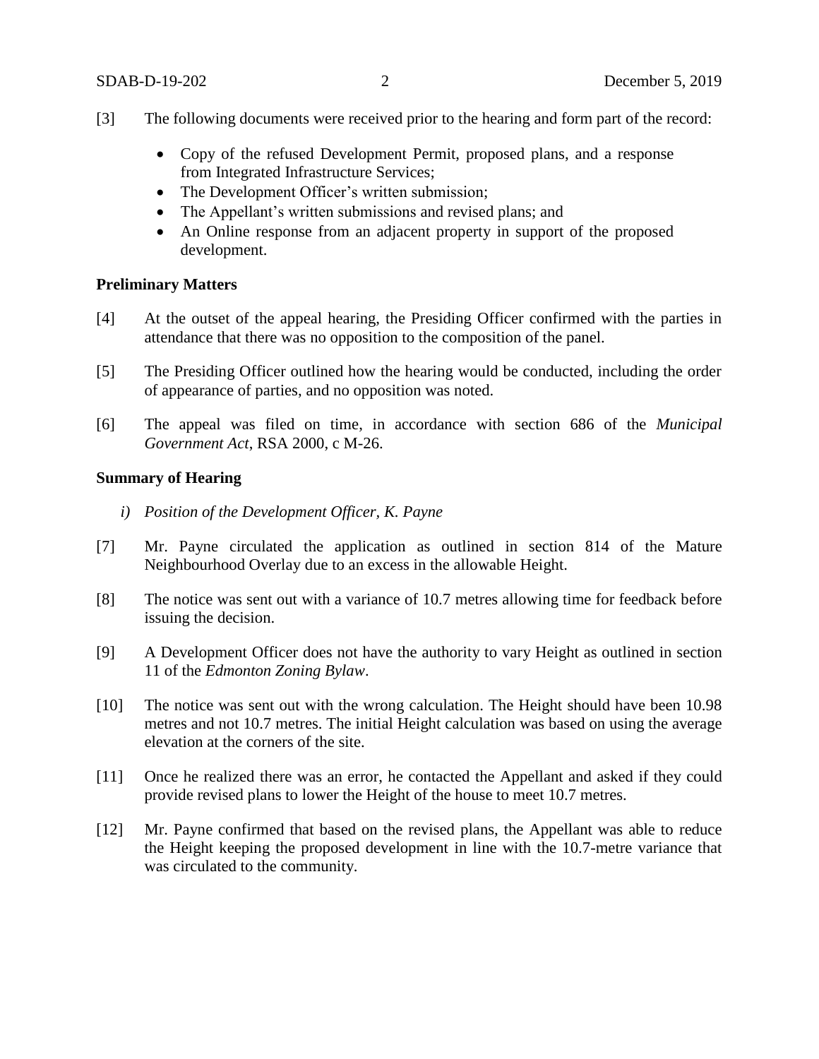[3] The following documents were received prior to the hearing and form part of the record:

- Copy of the refused Development Permit, proposed plans, and a response from Integrated Infrastructure Services;
- The Development Officer's written submission;
- The Appellant's written submissions and revised plans; and
- An Online response from an adjacent property in support of the proposed development.

**Preliminary Matters**

[4] At the outset of the appeal hearing, the Presiding Officer confirmed with the parties in attendance that there was no opposition to the composition of the panel.

[5] The Presiding Officer outlined how the hearing would be conducted, including the order of appearance of parties, and no opposition was noted.

[6] The appeal was filed on time, in accordance with section 686 of the *Municipal Government Act*, RSA 2000, c M-26.

**Summary of Hearing**

*i) Position of the Development Officer, K. Payne*

[7] Mr. Payne circulated the application as outlined in section 814 of the Mature Neighbourhood Overlay due to an excess in the allowable Height.

[8] The notice was sent out with a variance of 10.7 metres allowing time for feedback before issuing the decision.

[9] A Development Officer does not have the authority to vary Height as outlined in section 11 of the *Edmonton Zoning Bylaw*.

[10] The notice was sent out with the wrong calculation. The Height should have been 10.98 metres and not 10.7 metres. The initial Height calculation was based on using the average elevation at the corners of the site.

[11] Once he realized there was an error, he contacted the Appellant and asked if they could provide revised plans to lower the Height of the house to meet 10.7 metres.

[12] Mr. Payne confirmed that based on the revised plans, the Appellant was able to reduce the Height keeping the proposed development in line with the 10.7-metre variance that was circulated to the community.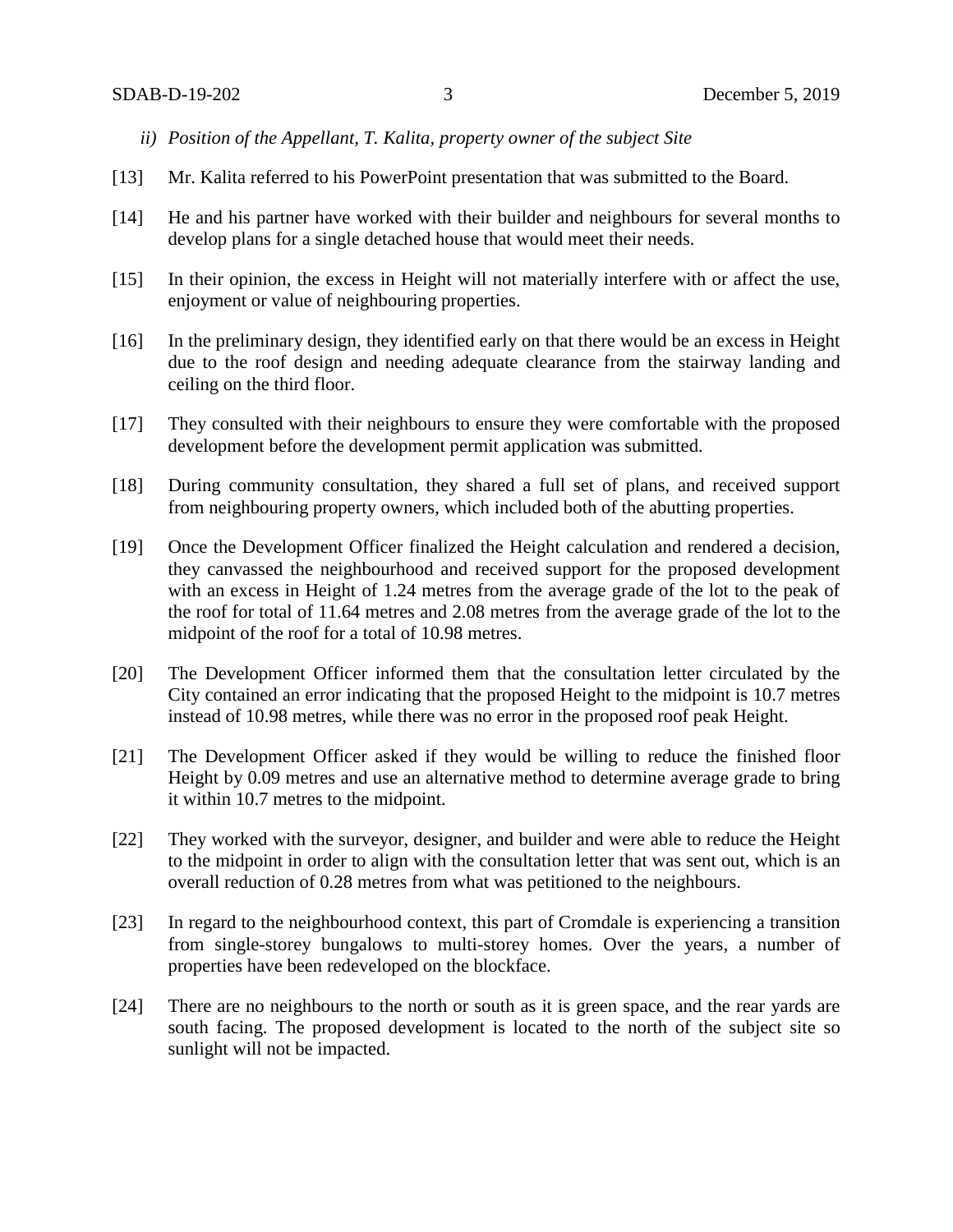*ii) Position of the Appellant, T. Kalita, property owner of the subject Site*

[13] Mr. Kalita referred to his PowerPoint presentation that was submitted to the Board.

[14] He and his partner have worked with their builder and neighbours for several months to develop plans for a single detached house that would meet their needs.

[15] In their opinion, the excess in Height will not materially interfere with or affect the use, enjoyment or value of neighbouring properties.

[16] In the preliminary design, they identified early on that there would be an excess in Height due to the roof design and needing adequate clearance from the stairway landing and ceiling on the third floor.

[17] They consulted with their neighbours to ensure they were comfortable with the proposed development before the development permit application was submitted.

[18] During community consultation, they shared a full set of plans, and received support from neighbouring property owners, which included both of the abutting properties.

[19] Once the Development Officer finalized the Height calculation and rendered a decision, they canvassed the neighbourhood and received support for the proposed development with an excess in Height of 1.24 metres from the average grade of the lot to the peak of the roof for total of 11.64 metres and 2.08 metres from the average grade of the lot to the midpoint of the roof for a total of 10.98 metres.

[20] The Development Officer informed them that the consultation letter circulated by the City contained an error indicating that the proposed Height to the midpoint is 10.7 metres instead of 10.98 metres, while there was no error in the proposed roof peak Height.

[21] The Development Officer asked if they would be willing to reduce the finished floor Height by 0.09 metres and use an alternative method to determine average grade to bring it within 10.7 metres to the midpoint.

[22] They worked with the surveyor, designer, and builder and were able to reduce the Height to the midpoint in order to align with the consultation letter that was sent out, which is an overall reduction of 0.28 metres from what was petitioned to the neighbours.

[23] In regard to the neighbourhood context, this part of Cromdale is experiencing a transition from single-storey bungalows to multi-storey homes. Over the years, a number of properties have been redeveloped on the blockface.

[24] There are no neighbours to the north or south as it is green space, and the rear yards are south facing. The proposed development is located to the north of the subject site so sunlight will not be impacted.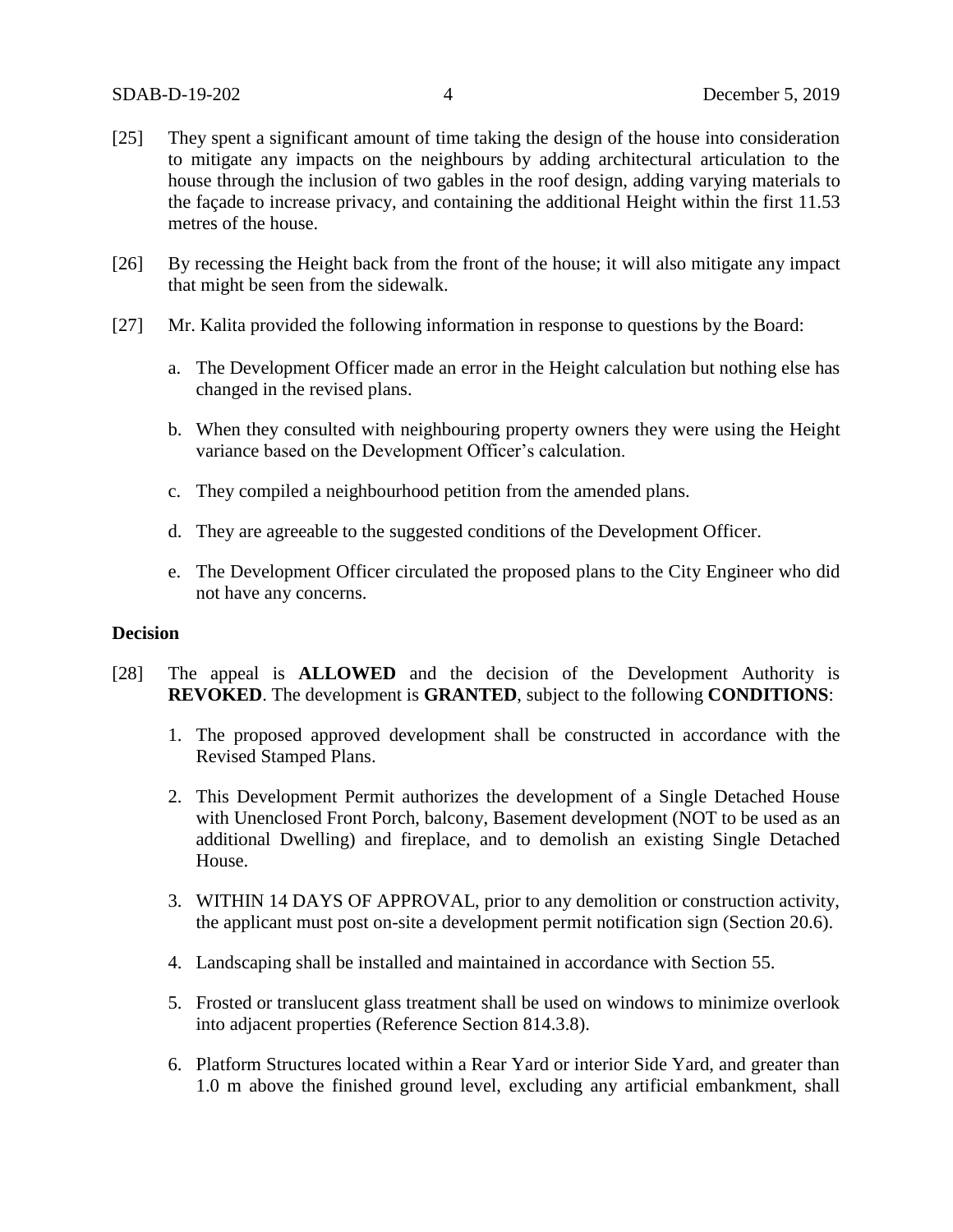[25] They spent a significant amount of time taking the design of the house into consideration to mitigate any impacts on the neighbours by adding architectural articulation to the house through the inclusion of two gables in the roof design, adding varying materials to the façade to increase privacy, and containing the additional Height within the first 11.53 metres of the house.

[26] By recessing the Height back from the front of the house; it will also mitigate any impact that might be seen from the sidewalk.

[27] Mr. Kalita provided the following information in response to questions by the Board:

a. The Development Officer made an error in the Height calculation but nothing else has changed in the revised plans.

b. When they consulted with neighbouring property owners they were using the Height variance based on the Development Officer's calculation.

c. They compiled a neighbourhood petition from the amended plans.

d. They are agreeable to the suggested conditions of the Development Officer.

e. The Development Officer circulated the proposed plans to the City Engineer who did not have any concerns.

**Decision**

[28] The appeal is **ALLOWED** and the decision of the Development Authority is **REVOKED**. The development is **GRANTED**, subject to the following **CONDITIONS**:

1. The proposed approved development shall be constructed in accordance with the Revised Stamped Plans.

2. This Development Permit authorizes the development of a Single Detached House with Unenclosed Front Porch, balcony, Basement development (NOT to be used as an additional Dwelling) and fireplace, and to demolish an existing Single Detached House.

3. WITHIN 14 DAYS OF APPROVAL, prior to any demolition or construction activity, the applicant must post on-site a development permit notification sign (Section 20.6).

4. Landscaping shall be installed and maintained in accordance with Section 55.

5. Frosted or translucent glass treatment shall be used on windows to minimize overlook into adjacent properties (Reference Section 814.3.8).

6. Platform Structures located within a Rear Yard or interior Side Yard, and greater than 1.0 m above the finished ground level, excluding any artificial embankment, shall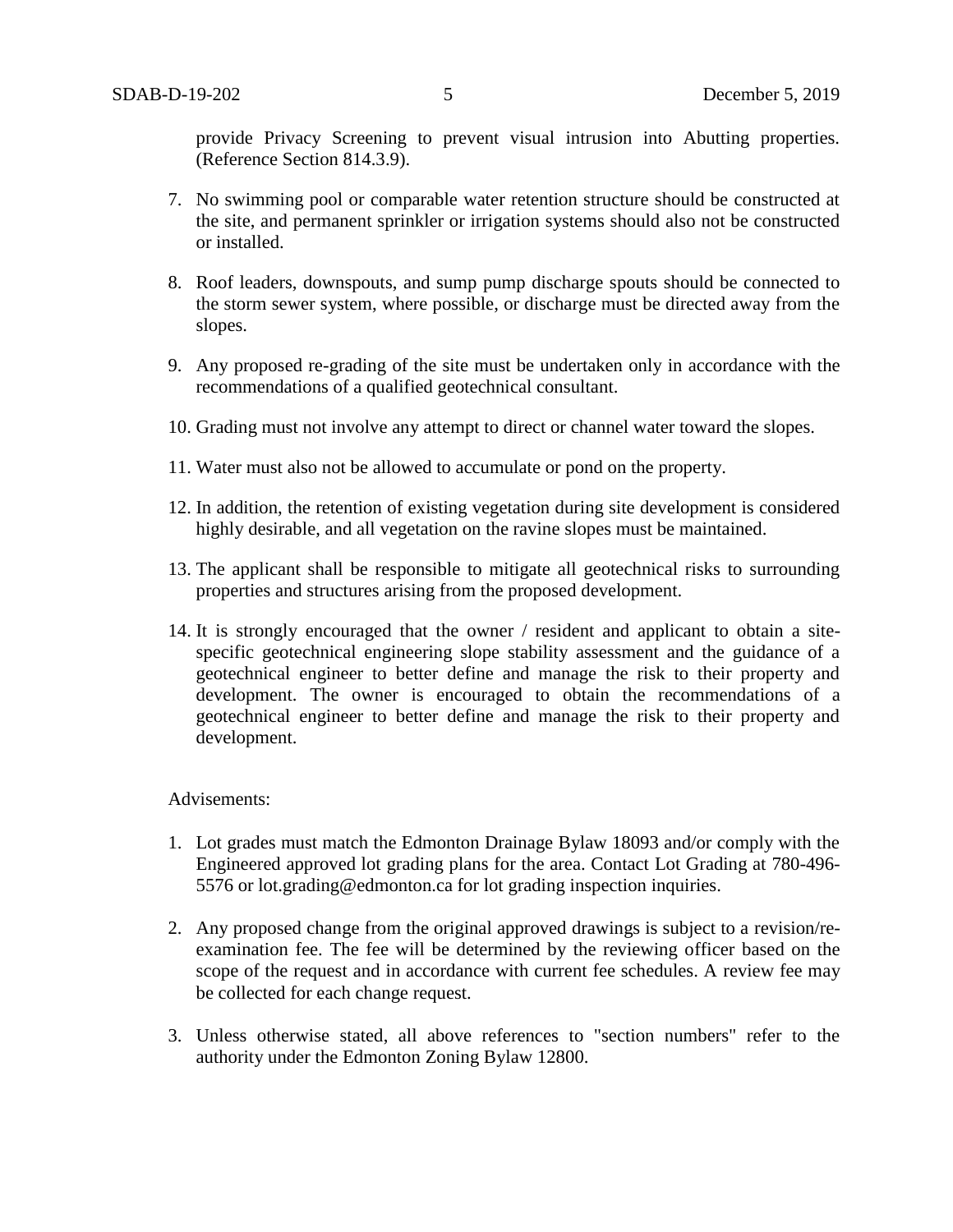provide Privacy Screening to prevent visual intrusion into Abutting properties. (Reference Section 814.3.9).

7. No swimming pool or comparable water retention structure should be constructed at the site, and permanent sprinkler or irrigation systems should also not be constructed or installed.

8. Roof leaders, downspouts, and sump pump discharge spouts should be connected to the storm sewer system, where possible, or discharge must be directed away from the slopes.

9. Any proposed re-grading of the site must be undertaken only in accordance with the recommendations of a qualified geotechnical consultant.

10. Grading must not involve any attempt to direct or channel water toward the slopes.

11. Water must also not be allowed to accumulate or pond on the property.

12. In addition, the retention of existing vegetation during site development is considered highly desirable, and all vegetation on the ravine slopes must be maintained.

13. The applicant shall be responsible to mitigate all geotechnical risks to surrounding properties and structures arising from the proposed development.

14. It is strongly encouraged that the owner / resident and applicant to obtain a site-specific geotechnical engineering slope stability assessment and the guidance of a geotechnical engineer to better define and manage the risk to their property and development. The owner is encouraged to obtain the recommendations of a geotechnical engineer to better define and manage the risk to their property and development.

Advisements:

1. Lot grades must match the Edmonton Drainage Bylaw 18093 and/or comply with the Engineered approved lot grading plans for the area. Contact Lot Grading at 780-496-5576 or lot.grading@edmonton.ca for lot grading inspection inquiries.

2. Any proposed change from the original approved drawings is subject to a revision/re-examination fee. The fee will be determined by the reviewing officer based on the scope of the request and in accordance with current fee schedules. A review fee may be collected for each change request.

3. Unless otherwise stated, all above references to "section numbers" refer to the authority under the Edmonton Zoning Bylaw 12800.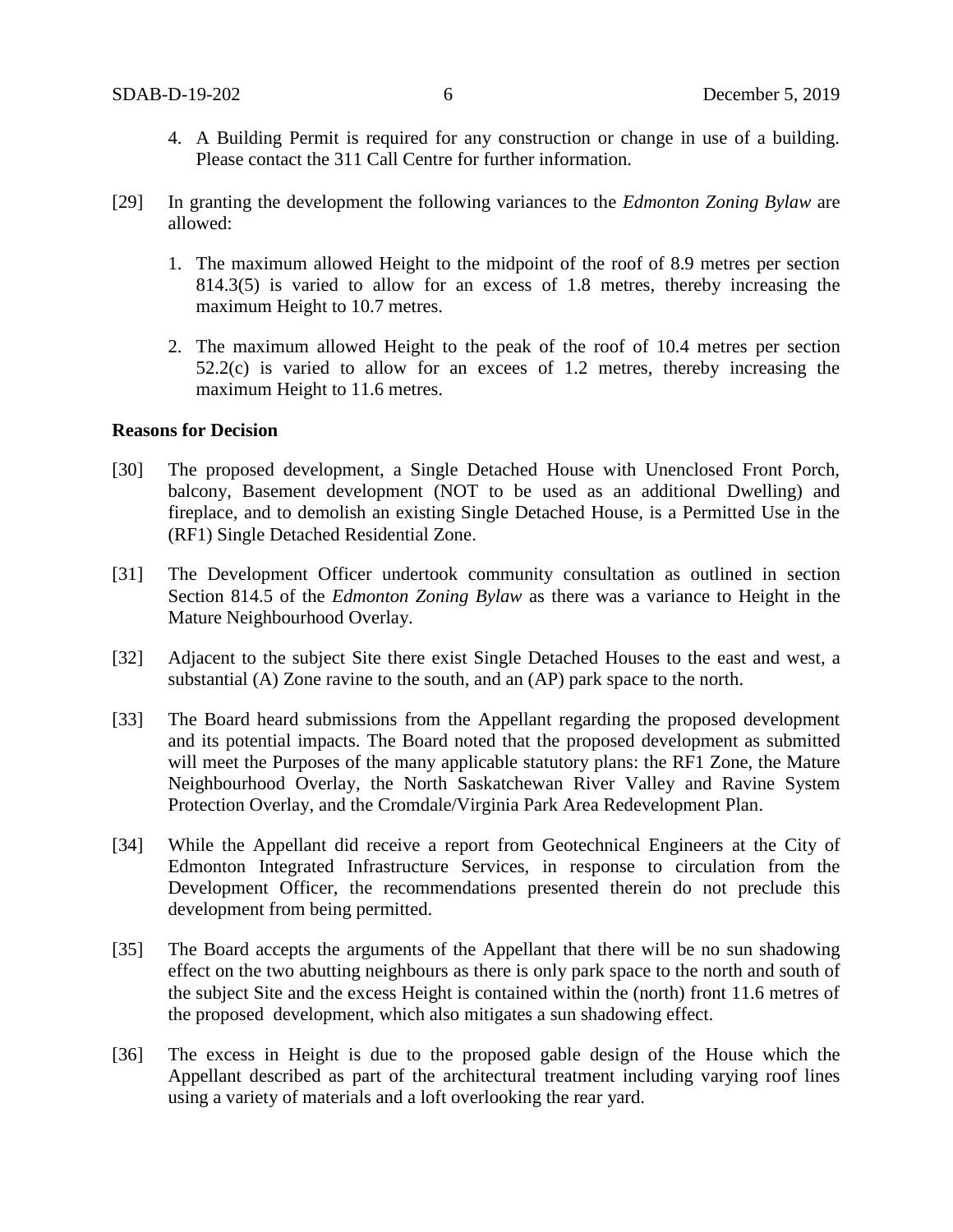4. A Building Permit is required for any construction or change in use of a building. Please contact the 311 Call Centre for further information.

[29] In granting the development the following variances to the *Edmonton Zoning Bylaw* are allowed:

1. The maximum allowed Height to the midpoint of the roof of 8.9 metres per section 814.3(5) is varied to allow for an excess of 1.8 metres, thereby increasing the maximum Height to 10.7 metres.

2. The maximum allowed Height to the peak of the roof of 10.4 metres per section 52.2(c) is varied to allow for an excees of 1.2 metres, thereby increasing the maximum Height to 11.6 metres.

**Reasons for Decision**

[30] The proposed development, a Single Detached House with Unenclosed Front Porch, balcony, Basement development (NOT to be used as an additional Dwelling) and fireplace, and to demolish an existing Single Detached House, is a Permitted Use in the (RF1) Single Detached Residential Zone.

[31] The Development Officer undertook community consultation as outlined in section Section 814.5 of the *Edmonton Zoning Bylaw* as there was a variance to Height in the Mature Neighbourhood Overlay.

[32] Adjacent to the subject Site there exist Single Detached Houses to the east and west, a substantial (A) Zone ravine to the south, and an (AP) park space to the north.

[33] The Board heard submissions from the Appellant regarding the proposed development and its potential impacts. The Board noted that the proposed development as submitted will meet the Purposes of the many applicable statutory plans: the RF1 Zone, the Mature Neighbourhood Overlay, the North Saskatchewan River Valley and Ravine System Protection Overlay, and the Cromdale/Virginia Park Area Redevelopment Plan.

[34] While the Appellant did receive a report from Geotechnical Engineers at the City of Edmonton Integrated Infrastructure Services, in response to circulation from the Development Officer, the recommendations presented therein do not preclude this development from being permitted.

[35] The Board accepts the arguments of the Appellant that there will be no sun shadowing effect on the two abutting neighbours as there is only park space to the north and south of the subject Site and the excess Height is contained within the (north) front 11.6 metres of the proposed development, which also mitigates a sun shadowing effect.

[36] The excess in Height is due to the proposed gable design of the House which the Appellant described as part of the architectural treatment including varying roof lines using a variety of materials and a loft overlooking the rear yard.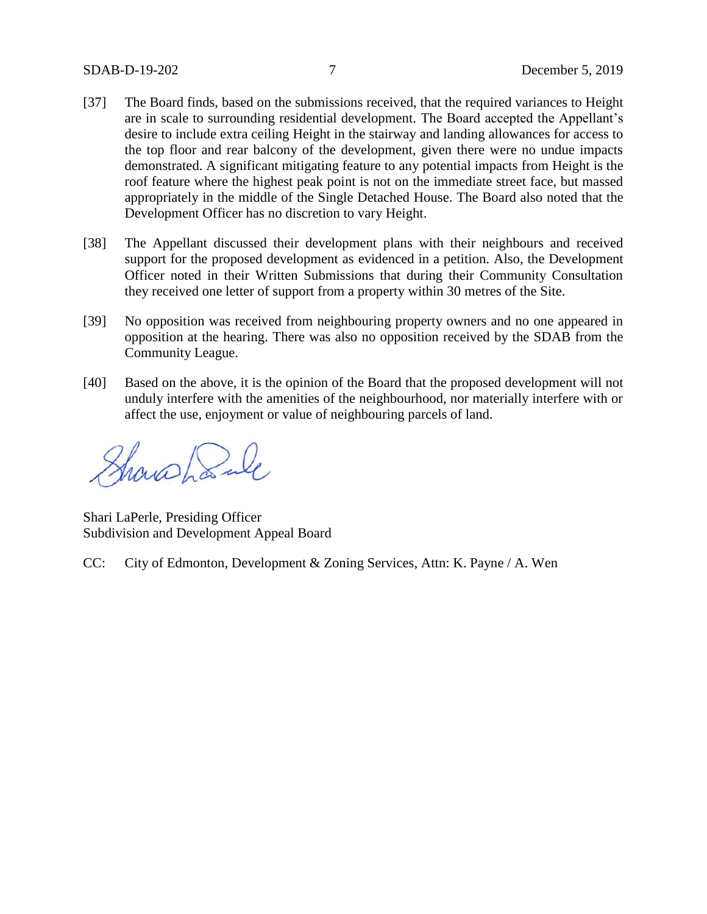[37] The Board finds, based on the submissions received, that the required variances to Height are in scale to surrounding residential development. The Board accepted the Appellant's desire to include extra ceiling Height in the stairway and landing allowances for access to the top floor and rear balcony of the development, given there were no undue impacts demonstrated. A significant mitigating feature to any potential impacts from Height is the roof feature where the highest peak point is not on the immediate street face, but massed appropriately in the middle of the Single Detached House. The Board also noted that the Development Officer has no discretion to vary Height.

[38] The Appellant discussed their development plans with their neighbours and received support for the proposed development as evidenced in a petition. Also, the Development Officer noted in their Written Submissions that during their Community Consultation they received one letter of support from a property within 30 metres of the Site.

[39] No opposition was received from neighbouring property owners and no one appeared in opposition at the hearing. There was also no opposition received by the SDAB from the Community League.

[40] Based on the above, it is the opinion of the Board that the proposed development will not unduly interfere with the amenities of the neighbourhood, nor materially interfere with or affect the use, enjoyment or value of neighbouring parcels of land.

Shari LaPerle, Presiding Officer
Subdivision and Development Appeal Board

CC: City of Edmonton, Development & Zoning Services, Attn: K. Payne / A. Wen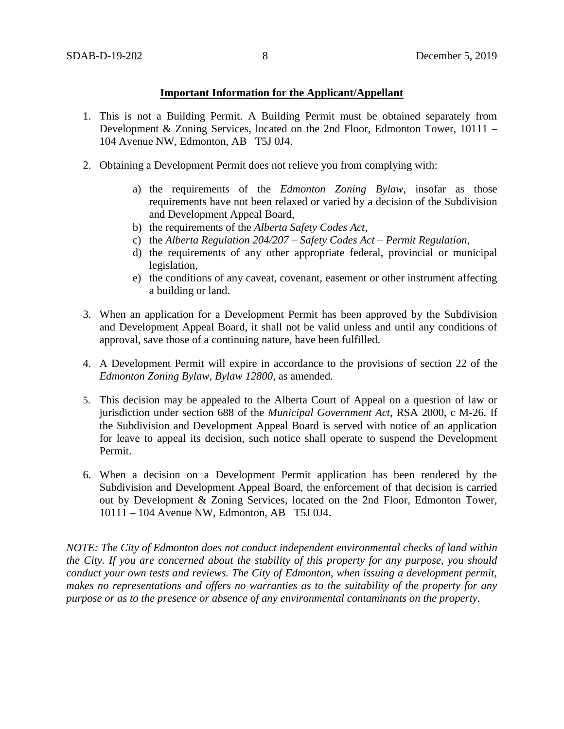**Important Information for the Applicant/Appellant**

1. This is not a Building Permit. A Building Permit must be obtained separately from Development & Zoning Services, located on the 2nd Floor, Edmonton Tower, 10111 – 104 Avenue NW, Edmonton, AB T5J 0J4.

2. Obtaining a Development Permit does not relieve you from complying with:

    a) the requirements of the *Edmonton Zoning Bylaw*, insofar as those requirements have not been relaxed or varied by a decision of the Subdivision and Development Appeal Board,
    b) the requirements of the *Alberta Safety Codes Act*,
    c) the *Alberta Regulation 204/207 – Safety Codes Act – Permit Regulation*,
    d) the requirements of any other appropriate federal, provincial or municipal legislation,
    e) the conditions of any caveat, covenant, easement or other instrument affecting a building or land.

3. When an application for a Development Permit has been approved by the Subdivision and Development Appeal Board, it shall not be valid unless and until any conditions of approval, save those of a continuing nature, have been fulfilled.

4. A Development Permit will expire in accordance to the provisions of section 22 of the *Edmonton Zoning Bylaw, Bylaw 12800*, as amended.

5. This decision may be appealed to the Alberta Court of Appeal on a question of law or jurisdiction under section 688 of the *Municipal Government Act*, RSA 2000, c M-26. If the Subdivision and Development Appeal Board is served with notice of an application for leave to appeal its decision, such notice shall operate to suspend the Development Permit.

6. When a decision on a Development Permit application has been rendered by the Subdivision and Development Appeal Board, the enforcement of that decision is carried out by Development & Zoning Services, located on the 2nd Floor, Edmonton Tower, 10111 – 104 Avenue NW, Edmonton, AB T5J 0J4.

*NOTE: The City of Edmonton does not conduct independent environmental checks of land within the City. If you are concerned about the stability of this property for any purpose, you should conduct your own tests and reviews. The City of Edmonton, when issuing a development permit, makes no representations and offers no warranties as to the suitability of the property for any purpose or as to the presence or absence of any environmental contaminants on the property.*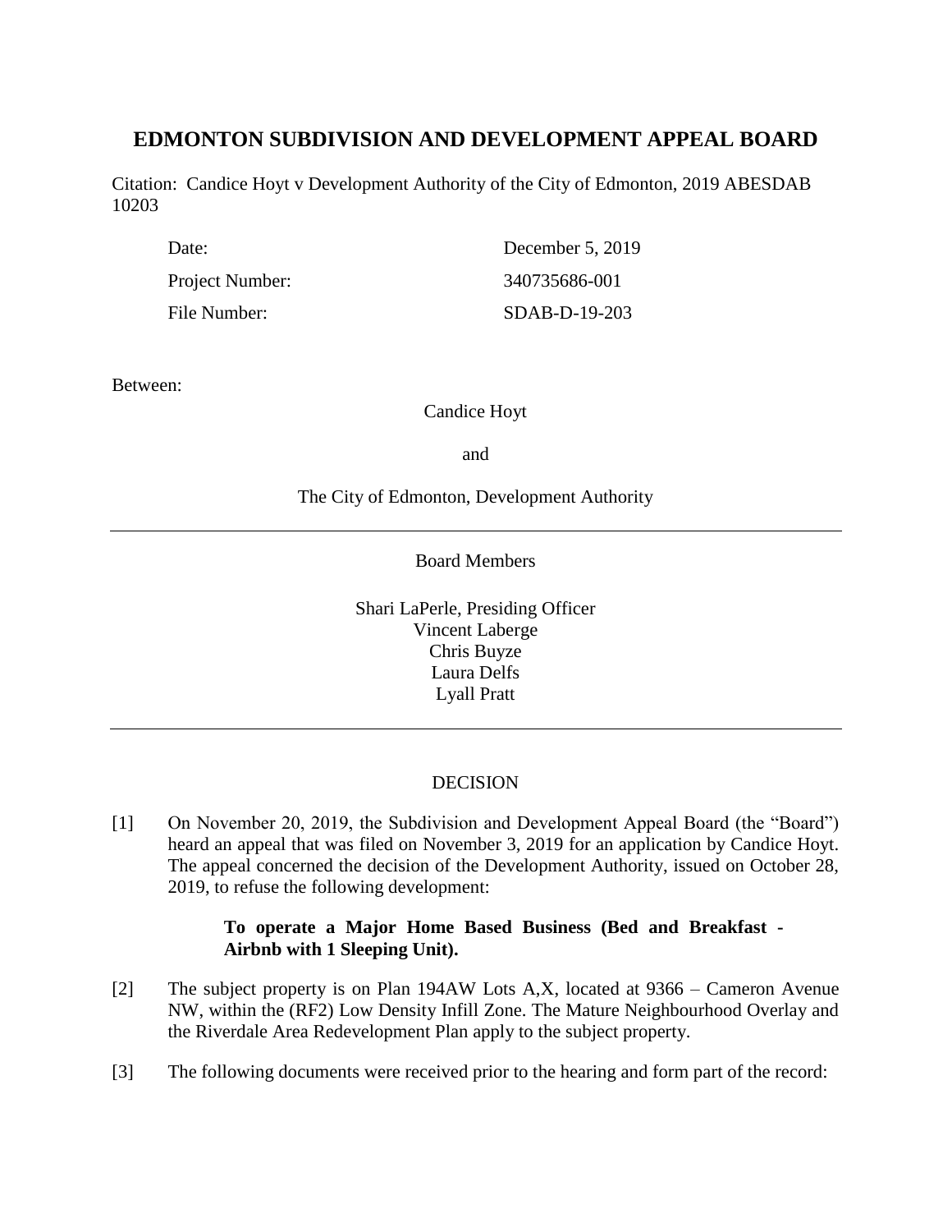# EDMONTON SUBDIVISION AND DEVELOPMENT APPEAL BOARD

Citation: Candice Hoyt v Development Authority of the City of Edmonton, 2019 ABESDAB 10203

| | |
|---|---|
| Date: | December 5, 2019 |
| Project Number: | 340735686-001 |
| File Number: | SDAB-D-19-203 |

Between:

Candice Hoyt

and

The City of Edmonton, Development Authority

---

Board Members

Shari LaPerle, Presiding Officer
Vincent Laberge
Chris Buyze
Laura Delfs
Lyall Pratt

---

DECISION

[1] On November 20, 2019, the Subdivision and Development Appeal Board (the "Board") heard an appeal that was filed on November 3, 2019 for an application by Candice Hoyt. The appeal concerned the decision of the Development Authority, issued on October 28, 2019, to refuse the following development:

> **To operate a Major Home Based Business (Bed and Breakfast - Airbnb with 1 Sleeping Unit).**

[2] The subject property is on Plan 194AW Lots A,X, located at 9366 – Cameron Avenue NW, within the (RF2) Low Density Infill Zone. The Mature Neighbourhood Overlay and the Riverdale Area Redevelopment Plan apply to the subject property.

[3] The following documents were received prior to the hearing and form part of the record: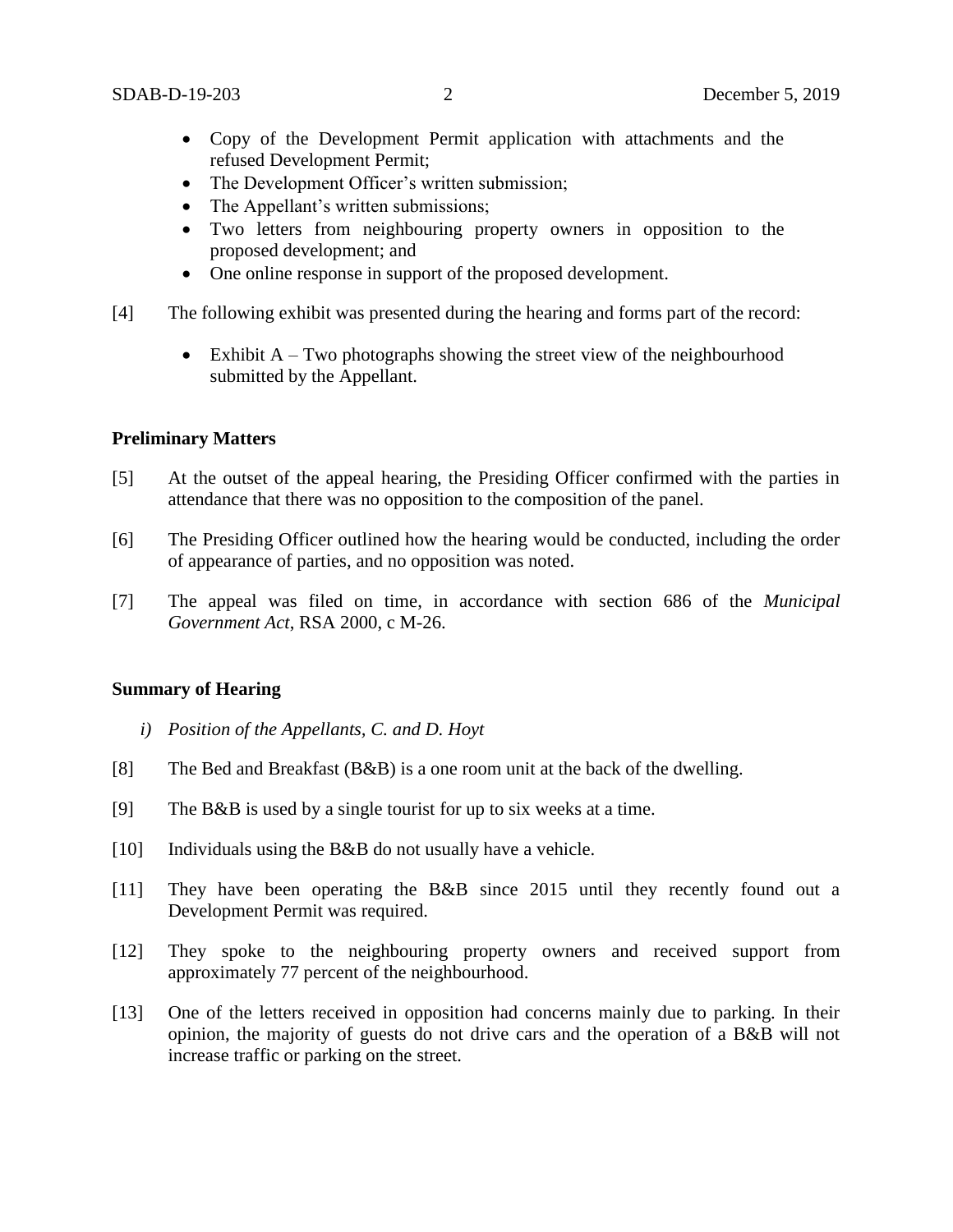- Copy of the Development Permit application with attachments and the refused Development Permit;
- The Development Officer's written submission;
- The Appellant's written submissions;
- Two letters from neighbouring property owners in opposition to the proposed development; and
- One online response in support of the proposed development.

[4] The following exhibit was presented during the hearing and forms part of the record:

- Exhibit A – Two photographs showing the street view of the neighbourhood submitted by the Appellant.

**Preliminary Matters**

[5] At the outset of the appeal hearing, the Presiding Officer confirmed with the parties in attendance that there was no opposition to the composition of the panel.

[6] The Presiding Officer outlined how the hearing would be conducted, including the order of appearance of parties, and no opposition was noted.

[7] The appeal was filed on time, in accordance with section 686 of the *Municipal Government Act*, RSA 2000, c M-26.

**Summary of Hearing**

*i) Position of the Appellants, C. and D. Hoyt*

[8] The Bed and Breakfast (B&B) is a one room unit at the back of the dwelling.

[9] The B&B is used by a single tourist for up to six weeks at a time.

[10] Individuals using the B&B do not usually have a vehicle.

[11] They have been operating the B&B since 2015 until they recently found out a Development Permit was required.

[12] They spoke to the neighbouring property owners and received support from approximately 77 percent of the neighbourhood.

[13] One of the letters received in opposition had concerns mainly due to parking. In their opinion, the majority of guests do not drive cars and the operation of a B&B will not increase traffic or parking on the street.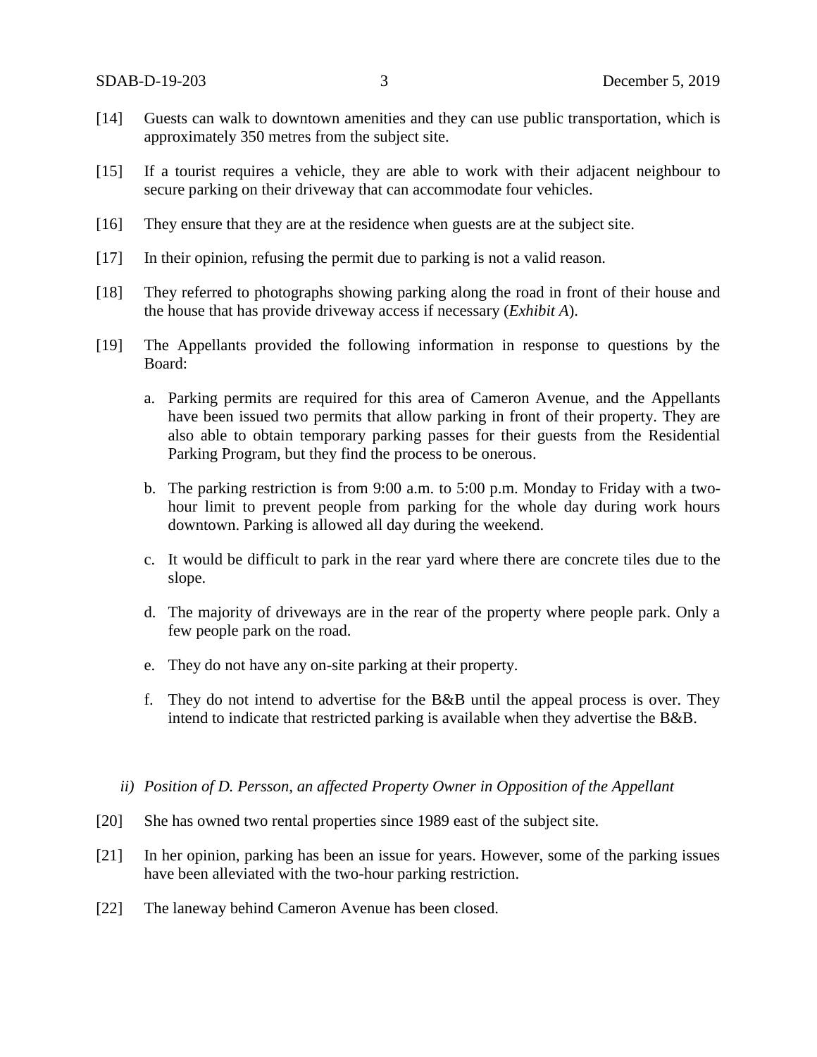[14] Guests can walk to downtown amenities and they can use public transportation, which is approximately 350 metres from the subject site.

[15] If a tourist requires a vehicle, they are able to work with their adjacent neighbour to secure parking on their driveway that can accommodate four vehicles.

[16] They ensure that they are at the residence when guests are at the subject site.

[17] In their opinion, refusing the permit due to parking is not a valid reason.

[18] They referred to photographs showing parking along the road in front of their house and the house that has provide driveway access if necessary (*Exhibit A*).

[19] The Appellants provided the following information in response to questions by the Board:

a. Parking permits are required for this area of Cameron Avenue, and the Appellants have been issued two permits that allow parking in front of their property. They are also able to obtain temporary parking passes for their guests from the Residential Parking Program, but they find the process to be onerous.

b. The parking restriction is from 9:00 a.m. to 5:00 p.m. Monday to Friday with a two-hour limit to prevent people from parking for the whole day during work hours downtown. Parking is allowed all day during the weekend.

c. It would be difficult to park in the rear yard where there are concrete tiles due to the slope.

d. The majority of driveways are in the rear of the property where people park. Only a few people park on the road.

e. They do not have any on-site parking at their property.

f. They do not intend to advertise for the B&B until the appeal process is over. They intend to indicate that restricted parking is available when they advertise the B&B.

*ii) Position of D. Persson, an affected Property Owner in Opposition of the Appellant*

[20] She has owned two rental properties since 1989 east of the subject site.

[21] In her opinion, parking has been an issue for years. However, some of the parking issues have been alleviated with the two-hour parking restriction.

[22] The laneway behind Cameron Avenue has been closed.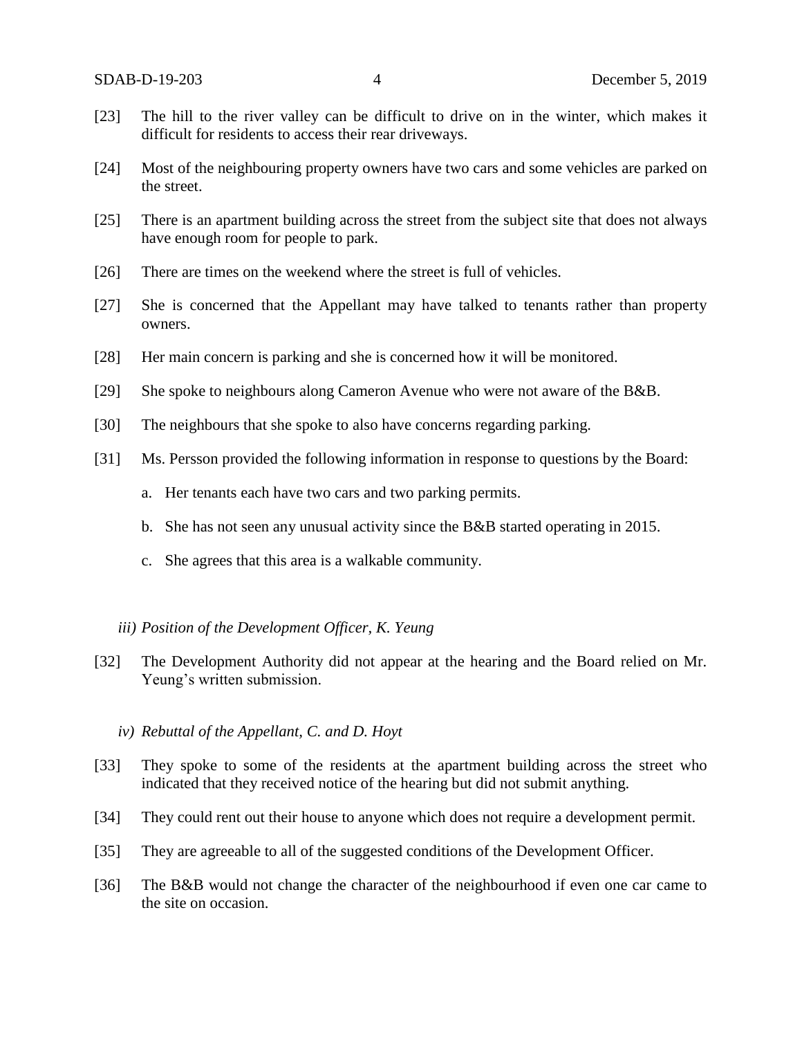[23] The hill to the river valley can be difficult to drive on in the winter, which makes it difficult for residents to access their rear driveways.

[24] Most of the neighbouring property owners have two cars and some vehicles are parked on the street.

[25] There is an apartment building across the street from the subject site that does not always have enough room for people to park.

[26] There are times on the weekend where the street is full of vehicles.

[27] She is concerned that the Appellant may have talked to tenants rather than property owners.

[28] Her main concern is parking and she is concerned how it will be monitored.

[29] She spoke to neighbours along Cameron Avenue who were not aware of the B&B.

[30] The neighbours that she spoke to also have concerns regarding parking.

[31] Ms. Persson provided the following information in response to questions by the Board:

a. Her tenants each have two cars and two parking permits.

b. She has not seen any unusual activity since the B&B started operating in 2015.

c. She agrees that this area is a walkable community.

*iii) Position of the Development Officer, K. Yeung*

[32] The Development Authority did not appear at the hearing and the Board relied on Mr. Yeung's written submission.

*iv) Rebuttal of the Appellant, C. and D. Hoyt*

[33] They spoke to some of the residents at the apartment building across the street who indicated that they received notice of the hearing but did not submit anything.

[34] They could rent out their house to anyone which does not require a development permit.

[35] They are agreeable to all of the suggested conditions of the Development Officer.

[36] The B&B would not change the character of the neighbourhood if even one car came to the site on occasion.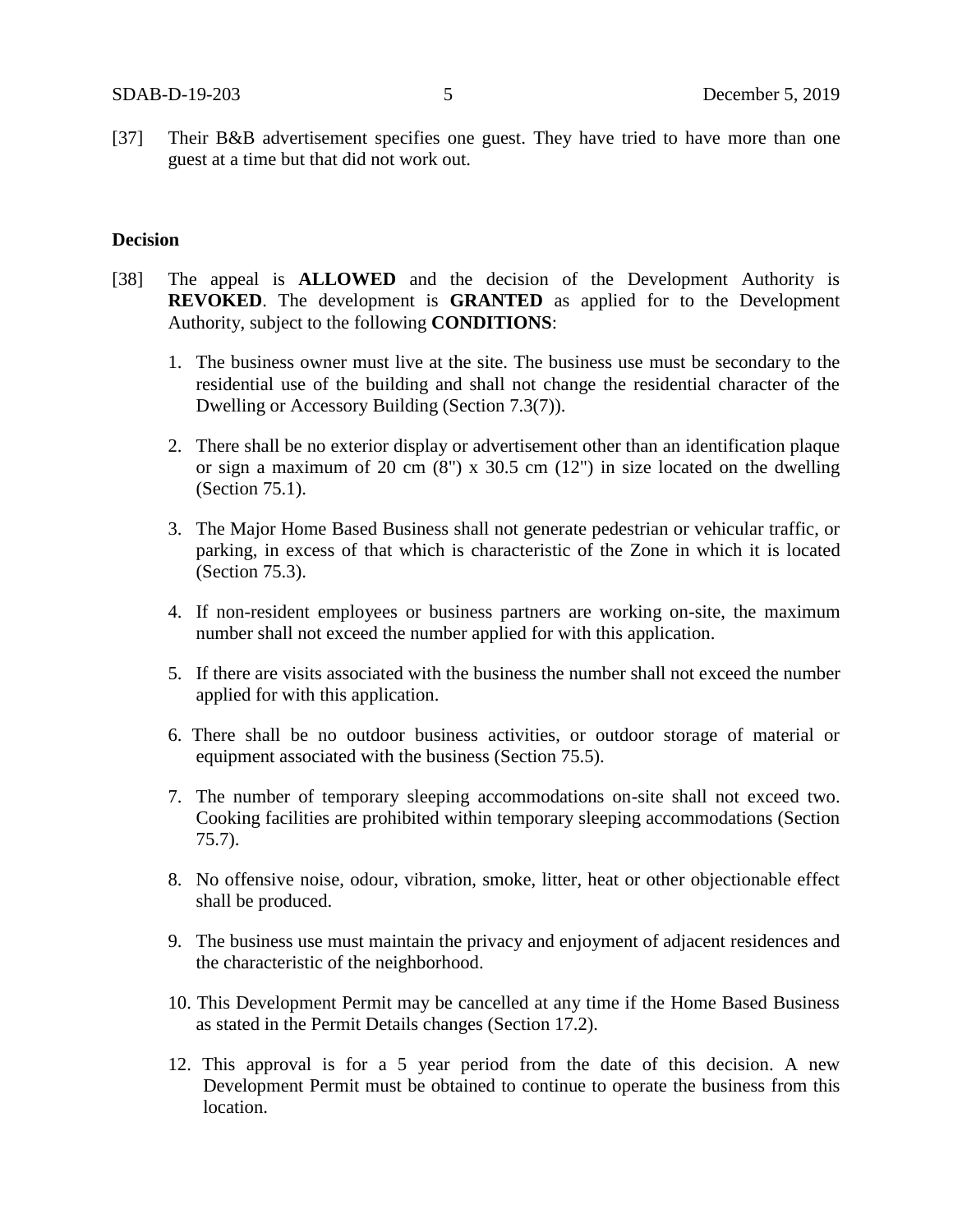[37] Their B&B advertisement specifies one guest. They have tried to have more than one guest at a time but that did not work out.

**Decision**

[38] The appeal is **ALLOWED** and the decision of the Development Authority is **REVOKED**. The development is **GRANTED** as applied for to the Development Authority, subject to the following **CONDITIONS**:

1. The business owner must live at the site. The business use must be secondary to the residential use of the building and shall not change the residential character of the Dwelling or Accessory Building (Section 7.3(7)).

2. There shall be no exterior display or advertisement other than an identification plaque or sign a maximum of 20 cm (8") x 30.5 cm (12") in size located on the dwelling (Section 75.1).

3. The Major Home Based Business shall not generate pedestrian or vehicular traffic, or parking, in excess of that which is characteristic of the Zone in which it is located (Section 75.3).

4. If non-resident employees or business partners are working on-site, the maximum number shall not exceed the number applied for with this application.

5. If there are visits associated with the business the number shall not exceed the number applied for with this application.

6. There shall be no outdoor business activities, or outdoor storage of material or equipment associated with the business (Section 75.5).

7. The number of temporary sleeping accommodations on-site shall not exceed two. Cooking facilities are prohibited within temporary sleeping accommodations (Section 75.7).

8. No offensive noise, odour, vibration, smoke, litter, heat or other objectionable effect shall be produced.

9. The business use must maintain the privacy and enjoyment of adjacent residences and the characteristic of the neighborhood.

10. This Development Permit may be cancelled at any time if the Home Based Business as stated in the Permit Details changes (Section 17.2).

12. This approval is for a 5 year period from the date of this decision. A new Development Permit must be obtained to continue to operate the business from this location.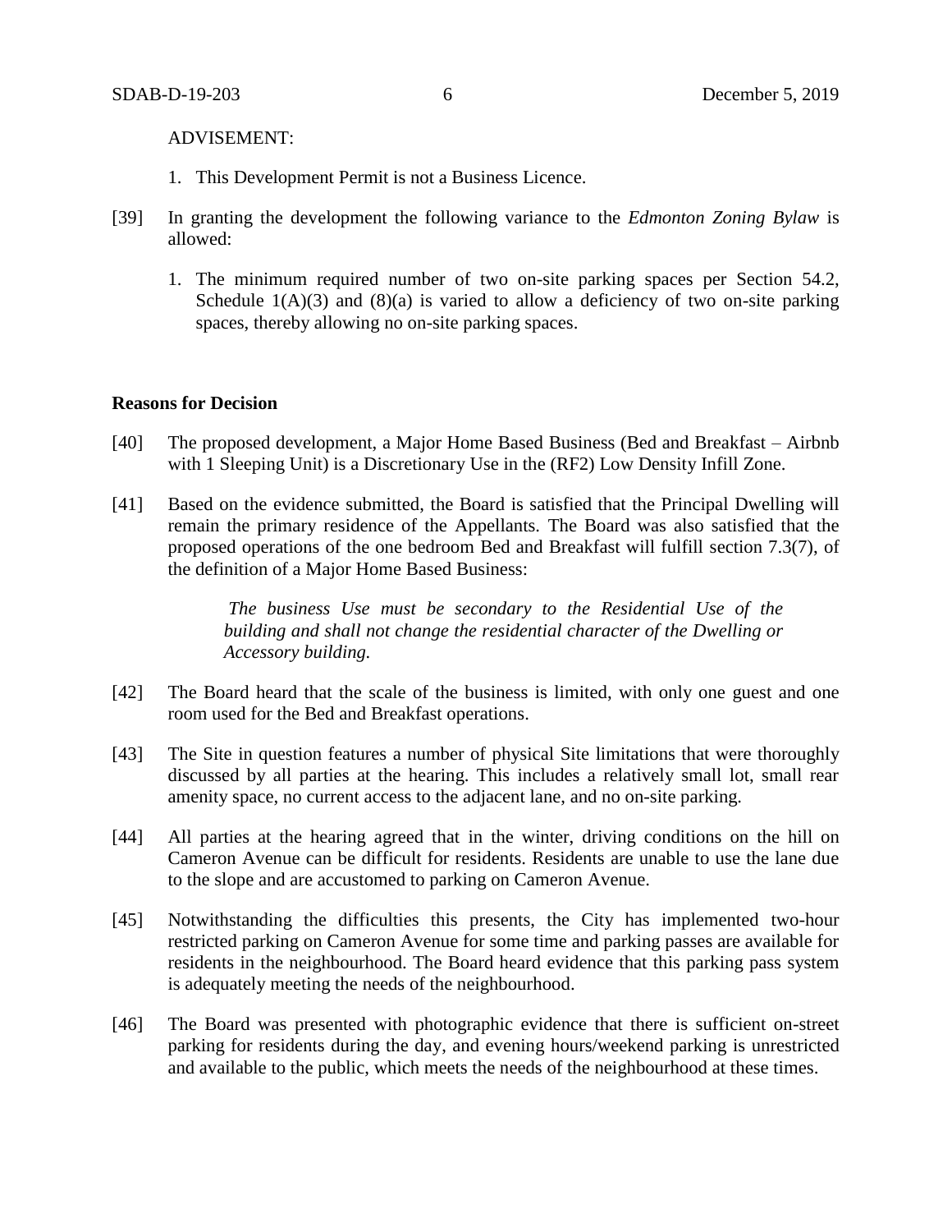ADVISEMENT:

1. This Development Permit is not a Business Licence.

[39] In granting the development the following variance to the *Edmonton Zoning Bylaw* is allowed:

1. The minimum required number of two on-site parking spaces per Section 54.2, Schedule 1(A)(3) and (8)(a) is varied to allow a deficiency of two on-site parking spaces, thereby allowing no on-site parking spaces.

**Reasons for Decision**

[40] The proposed development, a Major Home Based Business (Bed and Breakfast – Airbnb with 1 Sleeping Unit) is a Discretionary Use in the (RF2) Low Density Infill Zone.

[41] Based on the evidence submitted, the Board is satisfied that the Principal Dwelling will remain the primary residence of the Appellants. The Board was also satisfied that the proposed operations of the one bedroom Bed and Breakfast will fulfill section 7.3(7), of the definition of a Major Home Based Business:

> *The business Use must be secondary to the Residential Use of the building and shall not change the residential character of the Dwelling or Accessory building.*

[42] The Board heard that the scale of the business is limited, with only one guest and one room used for the Bed and Breakfast operations.

[43] The Site in question features a number of physical Site limitations that were thoroughly discussed by all parties at the hearing. This includes a relatively small lot, small rear amenity space, no current access to the adjacent lane, and no on-site parking.

[44] All parties at the hearing agreed that in the winter, driving conditions on the hill on Cameron Avenue can be difficult for residents. Residents are unable to use the lane due to the slope and are accustomed to parking on Cameron Avenue.

[45] Notwithstanding the difficulties this presents, the City has implemented two-hour restricted parking on Cameron Avenue for some time and parking passes are available for residents in the neighbourhood. The Board heard evidence that this parking pass system is adequately meeting the needs of the neighbourhood.

[46] The Board was presented with photographic evidence that there is sufficient on-street parking for residents during the day, and evening hours/weekend parking is unrestricted and available to the public, which meets the needs of the neighbourhood at these times.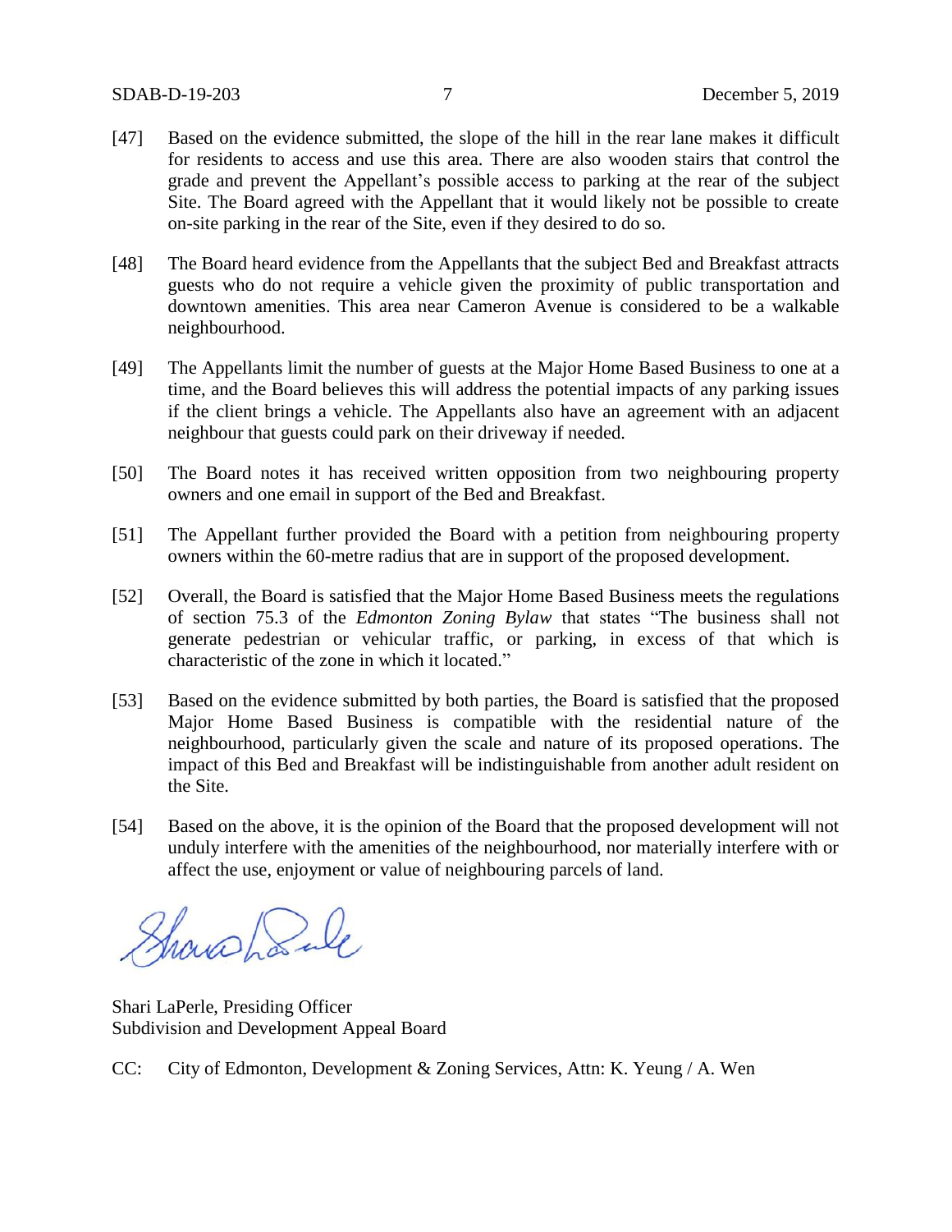[47] Based on the evidence submitted, the slope of the hill in the rear lane makes it difficult for residents to access and use this area. There are also wooden stairs that control the grade and prevent the Appellant's possible access to parking at the rear of the subject Site. The Board agreed with the Appellant that it would likely not be possible to create on-site parking in the rear of the Site, even if they desired to do so.

[48] The Board heard evidence from the Appellants that the subject Bed and Breakfast attracts guests who do not require a vehicle given the proximity of public transportation and downtown amenities. This area near Cameron Avenue is considered to be a walkable neighbourhood.

[49] The Appellants limit the number of guests at the Major Home Based Business to one at a time, and the Board believes this will address the potential impacts of any parking issues if the client brings a vehicle. The Appellants also have an agreement with an adjacent neighbour that guests could park on their driveway if needed.

[50] The Board notes it has received written opposition from two neighbouring property owners and one email in support of the Bed and Breakfast.

[51] The Appellant further provided the Board with a petition from neighbouring property owners within the 60-metre radius that are in support of the proposed development.

[52] Overall, the Board is satisfied that the Major Home Based Business meets the regulations of section 75.3 of the *Edmonton Zoning Bylaw* that states "The business shall not generate pedestrian or vehicular traffic, or parking, in excess of that which is characteristic of the zone in which it located."

[53] Based on the evidence submitted by both parties, the Board is satisfied that the proposed Major Home Based Business is compatible with the residential nature of the neighbourhood, particularly given the scale and nature of its proposed operations. The impact of this Bed and Breakfast will be indistinguishable from another adult resident on the Site.

[54] Based on the above, it is the opinion of the Board that the proposed development will not unduly interfere with the amenities of the neighbourhood, nor materially interfere with or affect the use, enjoyment or value of neighbouring parcels of land.

Shari LaPerle, Presiding Officer
Subdivision and Development Appeal Board

CC: City of Edmonton, Development & Zoning Services, Attn: K. Yeung / A. Wen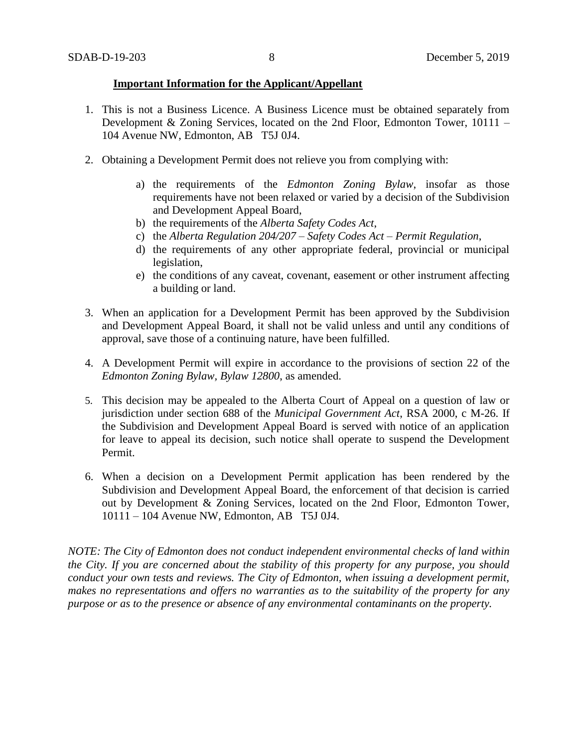**Important Information for the Applicant/Appellant**

1. This is not a Business Licence. A Business Licence must be obtained separately from Development & Zoning Services, located on the 2nd Floor, Edmonton Tower, 10111 – 104 Avenue NW, Edmonton, AB T5J 0J4.

2. Obtaining a Development Permit does not relieve you from complying with:

    a) the requirements of the *Edmonton Zoning Bylaw*, insofar as those requirements have not been relaxed or varied by a decision of the Subdivision and Development Appeal Board,
    b) the requirements of the *Alberta Safety Codes Act*,
    c) the *Alberta Regulation 204/207 – Safety Codes Act – Permit Regulation*,
    d) the requirements of any other appropriate federal, provincial or municipal legislation,
    e) the conditions of any caveat, covenant, easement or other instrument affecting a building or land.

3. When an application for a Development Permit has been approved by the Subdivision and Development Appeal Board, it shall not be valid unless and until any conditions of approval, save those of a continuing nature, have been fulfilled.

4. A Development Permit will expire in accordance to the provisions of section 22 of the *Edmonton Zoning Bylaw, Bylaw 12800*, as amended.

5. This decision may be appealed to the Alberta Court of Appeal on a question of law or jurisdiction under section 688 of the *Municipal Government Act*, RSA 2000, c M-26. If the Subdivision and Development Appeal Board is served with notice of an application for leave to appeal its decision, such notice shall operate to suspend the Development Permit.

6. When a decision on a Development Permit application has been rendered by the Subdivision and Development Appeal Board, the enforcement of that decision is carried out by Development & Zoning Services, located on the 2nd Floor, Edmonton Tower, 10111 – 104 Avenue NW, Edmonton, AB T5J 0J4.

*NOTE: The City of Edmonton does not conduct independent environmental checks of land within the City. If you are concerned about the stability of this property for any purpose, you should conduct your own tests and reviews. The City of Edmonton, when issuing a development permit, makes no representations and offers no warranties as to the suitability of the property for any purpose or as to the presence or absence of any environmental contaminants on the property.*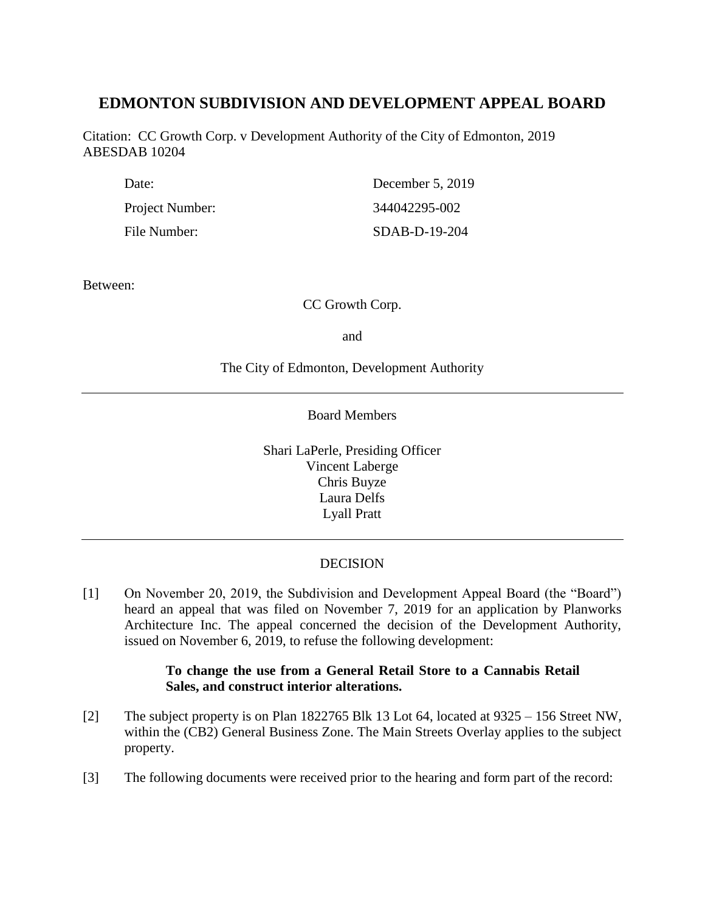# EDMONTON SUBDIVISION AND DEVELOPMENT APPEAL BOARD

Citation: CC Growth Corp. v Development Authority of the City of Edmonton, 2019 ABESDAB 10204

| | |
|---|---|
| Date: | December 5, 2019 |
| Project Number: | 344042295-002 |
| File Number: | SDAB-D-19-204 |

Between:

CC Growth Corp.

and

The City of Edmonton, Development Authority

---

Board Members

Shari LaPerle, Presiding Officer
Vincent Laberge
Chris Buyze
Laura Delfs
Lyall Pratt

---

DECISION

[1] On November 20, 2019, the Subdivision and Development Appeal Board (the "Board") heard an appeal that was filed on November 7, 2019 for an application by Planworks Architecture Inc. The appeal concerned the decision of the Development Authority, issued on November 6, 2019, to refuse the following development:

> **To change the use from a General Retail Store to a Cannabis Retail Sales, and construct interior alterations.**

[2] The subject property is on Plan 1822765 Blk 13 Lot 64, located at 9325 – 156 Street NW, within the (CB2) General Business Zone. The Main Streets Overlay applies to the subject property.

[3] The following documents were received prior to the hearing and form part of the record: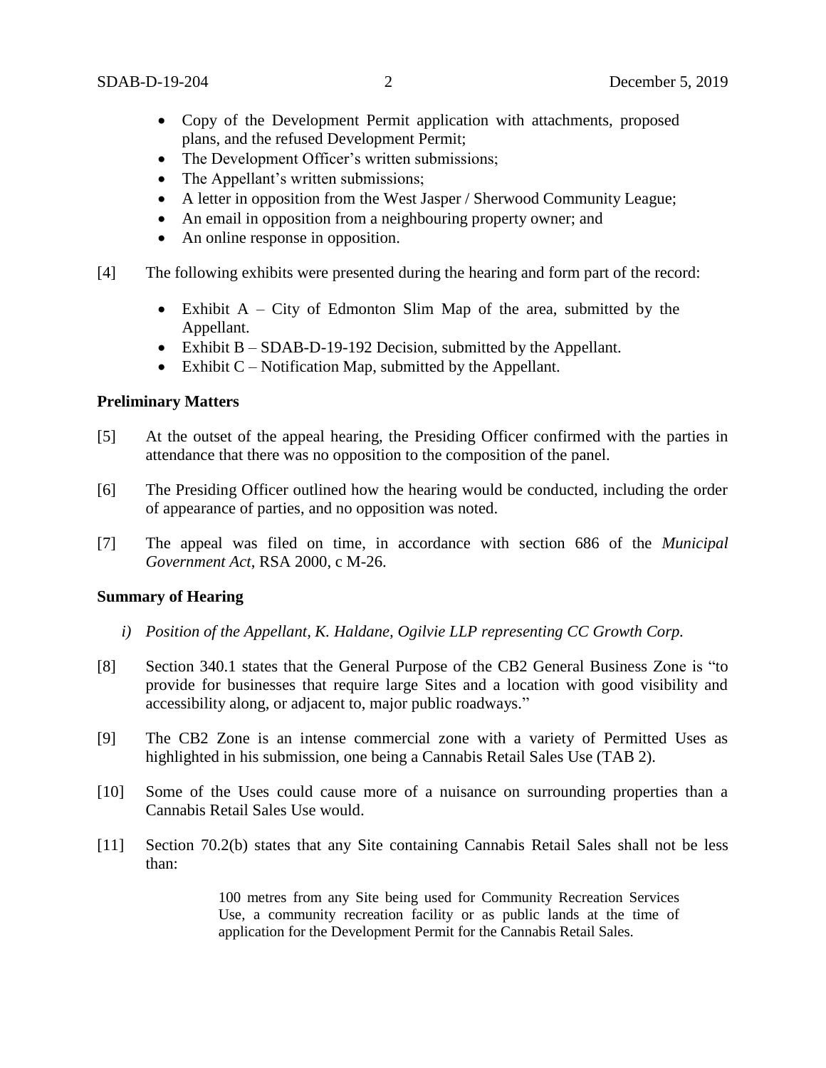- Copy of the Development Permit application with attachments, proposed plans, and the refused Development Permit;
- The Development Officer's written submissions;
- The Appellant's written submissions;
- A letter in opposition from the West Jasper / Sherwood Community League;
- An email in opposition from a neighbouring property owner; and
- An online response in opposition.

[4] The following exhibits were presented during the hearing and form part of the record:

- Exhibit A – City of Edmonton Slim Map of the area, submitted by the Appellant.
- Exhibit B – SDAB-D-19-192 Decision, submitted by the Appellant.
- Exhibit C – Notification Map, submitted by the Appellant.

**Preliminary Matters**

[5] At the outset of the appeal hearing, the Presiding Officer confirmed with the parties in attendance that there was no opposition to the composition of the panel.

[6] The Presiding Officer outlined how the hearing would be conducted, including the order of appearance of parties, and no opposition was noted.

[7] The appeal was filed on time, in accordance with section 686 of the *Municipal Government Act*, RSA 2000, c M-26.

**Summary of Hearing**

*i) Position of the Appellant, K. Haldane, Ogilvie LLP representing CC Growth Corp.*

[8] Section 340.1 states that the General Purpose of the CB2 General Business Zone is "to provide for businesses that require large Sites and a location with good visibility and accessibility along, or adjacent to, major public roadways."

[9] The CB2 Zone is an intense commercial zone with a variety of Permitted Uses as highlighted in his submission, one being a Cannabis Retail Sales Use (TAB 2).

[10] Some of the Uses could cause more of a nuisance on surrounding properties than a Cannabis Retail Sales Use would.

[11] Section 70.2(b) states that any Site containing Cannabis Retail Sales shall not be less than:

> 100 metres from any Site being used for Community Recreation Services Use, a community recreation facility or as public lands at the time of application for the Development Permit for the Cannabis Retail Sales.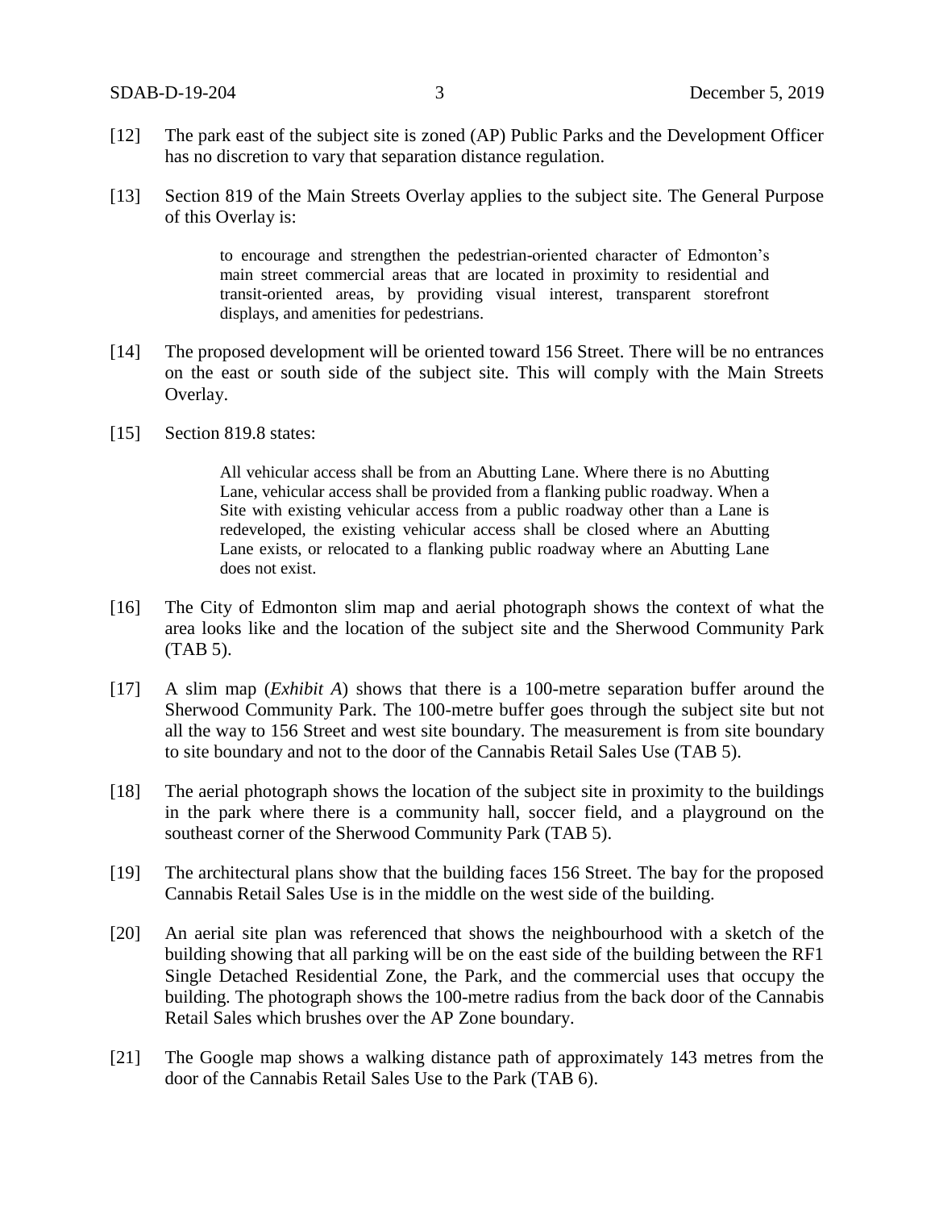[12] The park east of the subject site is zoned (AP) Public Parks and the Development Officer has no discretion to vary that separation distance regulation.

[13] Section 819 of the Main Streets Overlay applies to the subject site. The General Purpose of this Overlay is:

> to encourage and strengthen the pedestrian-oriented character of Edmonton's main street commercial areas that are located in proximity to residential and transit-oriented areas, by providing visual interest, transparent storefront displays, and amenities for pedestrians.

[14] The proposed development will be oriented toward 156 Street. There will be no entrances on the east or south side of the subject site. This will comply with the Main Streets Overlay.

[15] Section 819.8 states:

> All vehicular access shall be from an Abutting Lane. Where there is no Abutting Lane, vehicular access shall be provided from a flanking public roadway. When a Site with existing vehicular access from a public roadway other than a Lane is redeveloped, the existing vehicular access shall be closed where an Abutting Lane exists, or relocated to a flanking public roadway where an Abutting Lane does not exist.

[16] The City of Edmonton slim map and aerial photograph shows the context of what the area looks like and the location of the subject site and the Sherwood Community Park (TAB 5).

[17] A slim map (*Exhibit A*) shows that there is a 100-metre separation buffer around the Sherwood Community Park. The 100-metre buffer goes through the subject site but not all the way to 156 Street and west site boundary. The measurement is from site boundary to site boundary and not to the door of the Cannabis Retail Sales Use (TAB 5).

[18] The aerial photograph shows the location of the subject site in proximity to the buildings in the park where there is a community hall, soccer field, and a playground on the southeast corner of the Sherwood Community Park (TAB 5).

[19] The architectural plans show that the building faces 156 Street. The bay for the proposed Cannabis Retail Sales Use is in the middle on the west side of the building.

[20] An aerial site plan was referenced that shows the neighbourhood with a sketch of the building showing that all parking will be on the east side of the building between the RF1 Single Detached Residential Zone, the Park, and the commercial uses that occupy the building. The photograph shows the 100-metre radius from the back door of the Cannabis Retail Sales which brushes over the AP Zone boundary.

[21] The Google map shows a walking distance path of approximately 143 metres from the door of the Cannabis Retail Sales Use to the Park (TAB 6).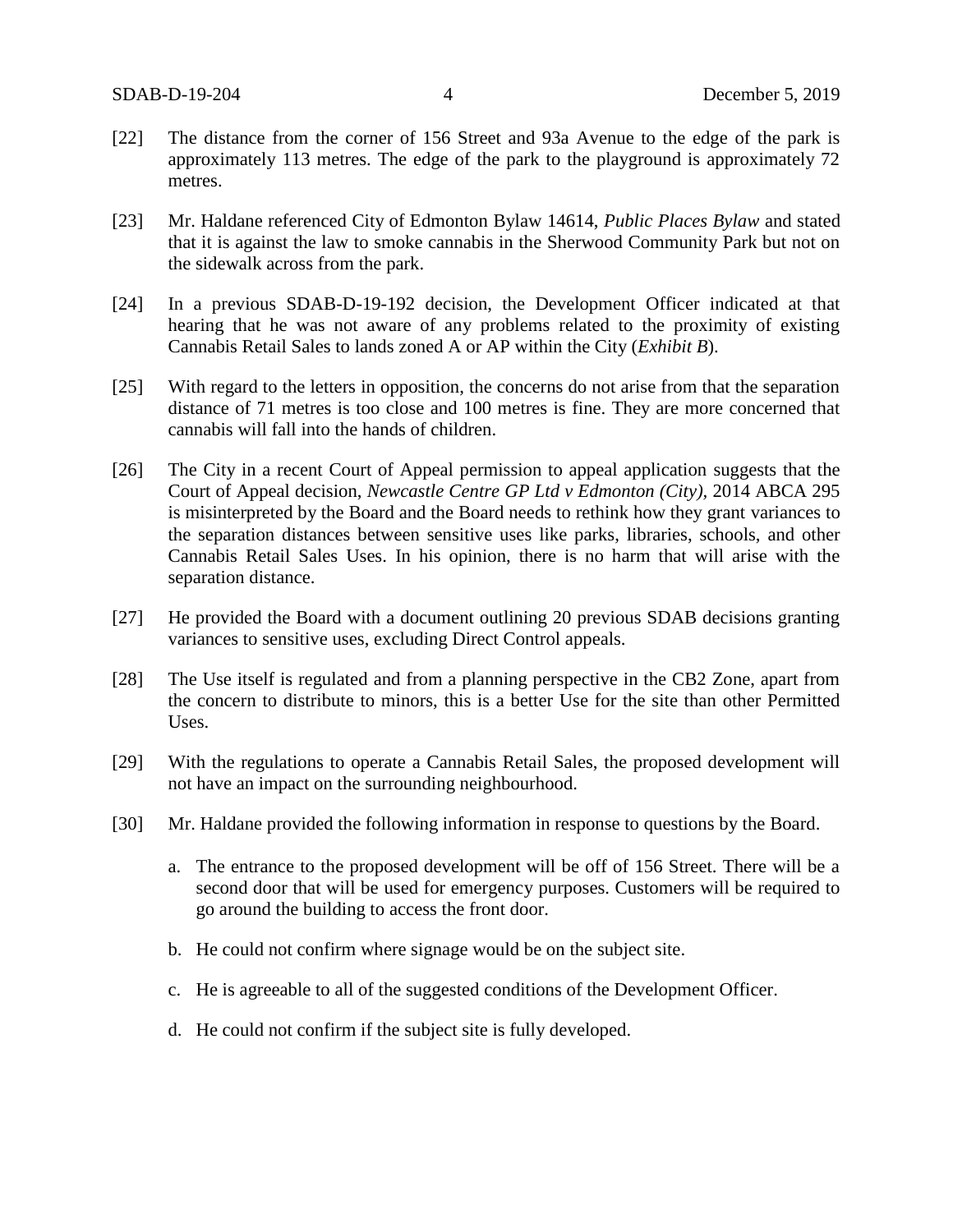[22] The distance from the corner of 156 Street and 93a Avenue to the edge of the park is approximately 113 metres. The edge of the park to the playground is approximately 72 metres.

[23] Mr. Haldane referenced City of Edmonton Bylaw 14614, *Public Places Bylaw* and stated that it is against the law to smoke cannabis in the Sherwood Community Park but not on the sidewalk across from the park.

[24] In a previous SDAB-D-19-192 decision, the Development Officer indicated at that hearing that he was not aware of any problems related to the proximity of existing Cannabis Retail Sales to lands zoned A or AP within the City (*Exhibit B*).

[25] With regard to the letters in opposition, the concerns do not arise from that the separation distance of 71 metres is too close and 100 metres is fine. They are more concerned that cannabis will fall into the hands of children.

[26] The City in a recent Court of Appeal permission to appeal application suggests that the Court of Appeal decision, *Newcastle Centre GP Ltd v Edmonton (City)*, 2014 ABCA 295 is misinterpreted by the Board and the Board needs to rethink how they grant variances to the separation distances between sensitive uses like parks, libraries, schools, and other Cannabis Retail Sales Uses. In his opinion, there is no harm that will arise with the separation distance.

[27] He provided the Board with a document outlining 20 previous SDAB decisions granting variances to sensitive uses, excluding Direct Control appeals.

[28] The Use itself is regulated and from a planning perspective in the CB2 Zone, apart from the concern to distribute to minors, this is a better Use for the site than other Permitted Uses.

[29] With the regulations to operate a Cannabis Retail Sales, the proposed development will not have an impact on the surrounding neighbourhood.

[30] Mr. Haldane provided the following information in response to questions by the Board.

a. The entrance to the proposed development will be off of 156 Street. There will be a second door that will be used for emergency purposes. Customers will be required to go around the building to access the front door.

b. He could not confirm where signage would be on the subject site.

c. He is agreeable to all of the suggested conditions of the Development Officer.

d. He could not confirm if the subject site is fully developed.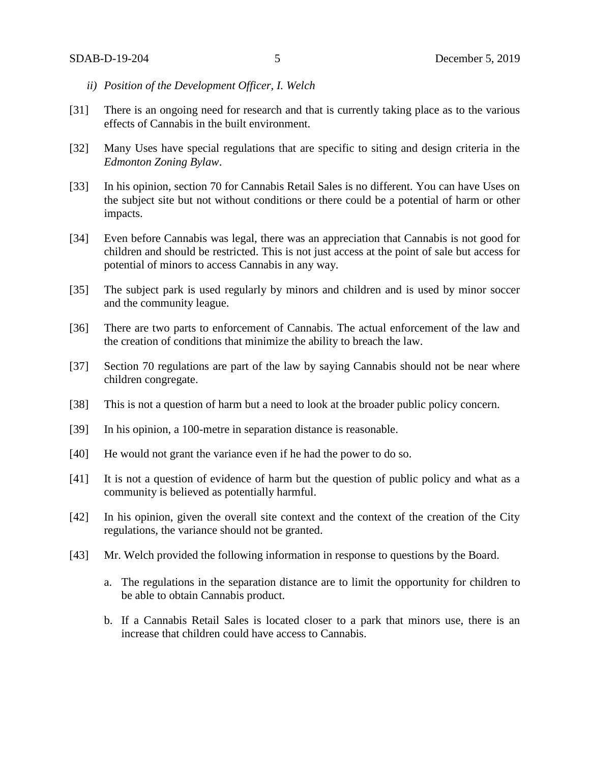*ii) Position of the Development Officer, I. Welch*

[31] There is an ongoing need for research and that is currently taking place as to the various effects of Cannabis in the built environment.

[32] Many Uses have special regulations that are specific to siting and design criteria in the *Edmonton Zoning Bylaw*.

[33] In his opinion, section 70 for Cannabis Retail Sales is no different. You can have Uses on the subject site but not without conditions or there could be a potential of harm or other impacts.

[34] Even before Cannabis was legal, there was an appreciation that Cannabis is not good for children and should be restricted. This is not just access at the point of sale but access for potential of minors to access Cannabis in any way.

[35] The subject park is used regularly by minors and children and is used by minor soccer and the community league.

[36] There are two parts to enforcement of Cannabis. The actual enforcement of the law and the creation of conditions that minimize the ability to breach the law.

[37] Section 70 regulations are part of the law by saying Cannabis should not be near where children congregate.

[38] This is not a question of harm but a need to look at the broader public policy concern.

[39] In his opinion, a 100-metre in separation distance is reasonable.

[40] He would not grant the variance even if he had the power to do so.

[41] It is not a question of evidence of harm but the question of public policy and what as a community is believed as potentially harmful.

[42] In his opinion, given the overall site context and the context of the creation of the City regulations, the variance should not be granted.

[43] Mr. Welch provided the following information in response to questions by the Board.

a. The regulations in the separation distance are to limit the opportunity for children to be able to obtain Cannabis product.

b. If a Cannabis Retail Sales is located closer to a park that minors use, there is an increase that children could have access to Cannabis.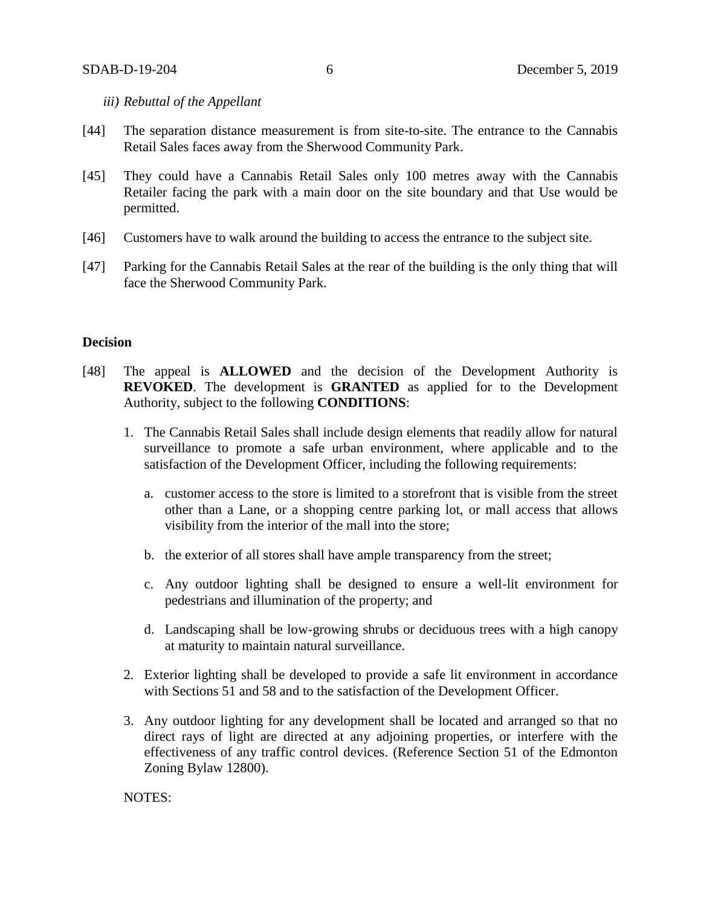*iii) Rebuttal of the Appellant*

[44] The separation distance measurement is from site-to-site. The entrance to the Cannabis Retail Sales faces away from the Sherwood Community Park.

[45] They could have a Cannabis Retail Sales only 100 metres away with the Cannabis Retailer facing the park with a main door on the site boundary and that Use would be permitted.

[46] Customers have to walk around the building to access the entrance to the subject site.

[47] Parking for the Cannabis Retail Sales at the rear of the building is the only thing that will face the Sherwood Community Park.

## Decision

[48] The appeal is **ALLOWED** and the decision of the Development Authority is **REVOKED**. The development is **GRANTED** as applied for to the Development Authority, subject to the following **CONDITIONS**:

1. The Cannabis Retail Sales shall include design elements that readily allow for natural surveillance to promote a safe urban environment, where applicable and to the satisfaction of the Development Officer, including the following requirements:

    a. customer access to the store is limited to a storefront that is visible from the street other than a Lane, or a shopping centre parking lot, or mall access that allows visibility from the interior of the mall into the store;

    b. the exterior of all stores shall have ample transparency from the street;

    c. Any outdoor lighting shall be designed to ensure a well-lit environment for pedestrians and illumination of the property; and

    d. Landscaping shall be low-growing shrubs or deciduous trees with a high canopy at maturity to maintain natural surveillance.

2. Exterior lighting shall be developed to provide a safe lit environment in accordance with Sections 51 and 58 and to the satisfaction of the Development Officer.

3. Any outdoor lighting for any development shall be located and arranged so that no direct rays of light are directed at any adjoining properties, or interfere with the effectiveness of any traffic control devices. (Reference Section 51 of the Edmonton Zoning Bylaw 12800).

NOTES: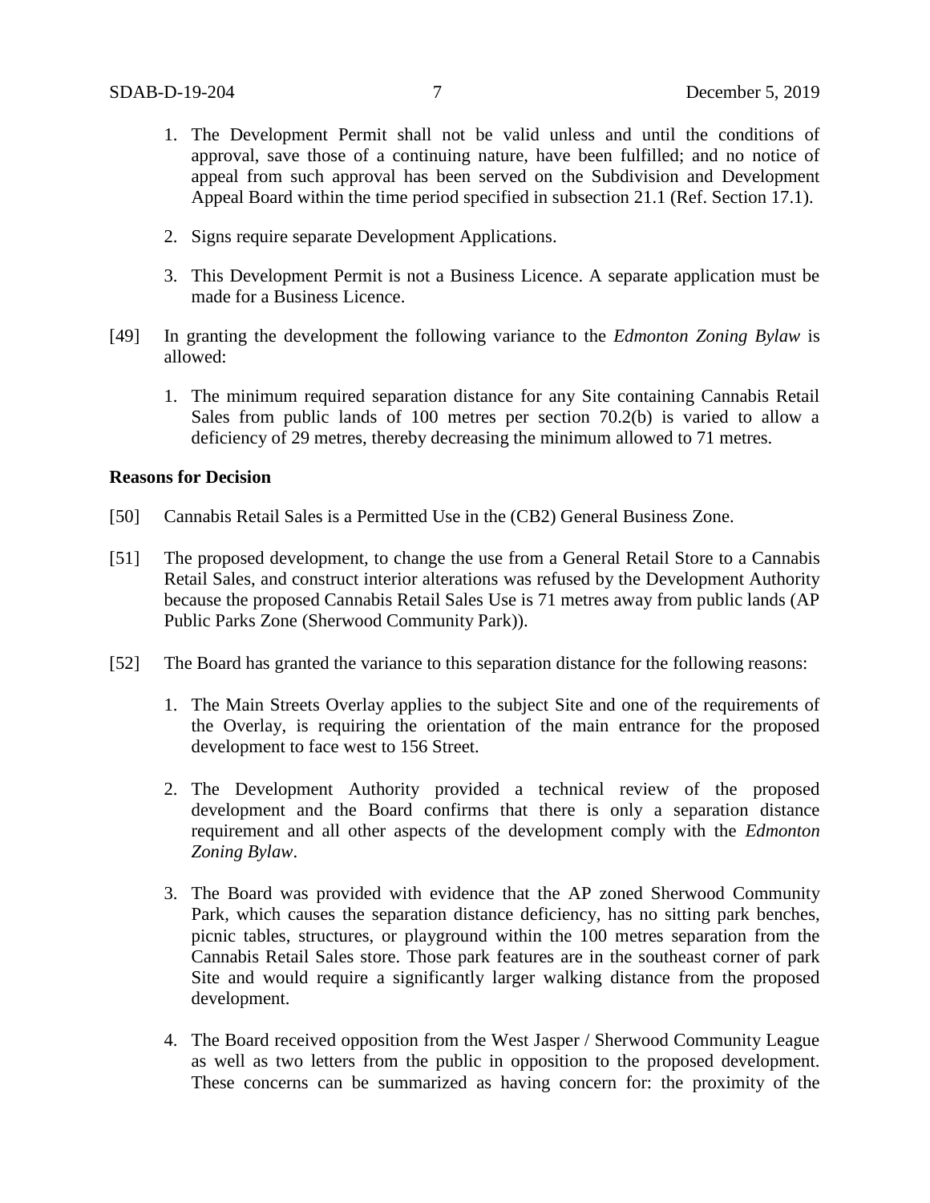1. The Development Permit shall not be valid unless and until the conditions of approval, save those of a continuing nature, have been fulfilled; and no notice of appeal from such approval has been served on the Subdivision and Development Appeal Board within the time period specified in subsection 21.1 (Ref. Section 17.1).

2. Signs require separate Development Applications.

3. This Development Permit is not a Business Licence. A separate application must be made for a Business Licence.

[49] In granting the development the following variance to the *Edmonton Zoning Bylaw* is allowed:

1. The minimum required separation distance for any Site containing Cannabis Retail Sales from public lands of 100 metres per section 70.2(b) is varied to allow a deficiency of 29 metres, thereby decreasing the minimum allowed to 71 metres.

**Reasons for Decision**

[50] Cannabis Retail Sales is a Permitted Use in the (CB2) General Business Zone.

[51] The proposed development, to change the use from a General Retail Store to a Cannabis Retail Sales, and construct interior alterations was refused by the Development Authority because the proposed Cannabis Retail Sales Use is 71 metres away from public lands (AP Public Parks Zone (Sherwood Community Park)).

[52] The Board has granted the variance to this separation distance for the following reasons:

1. The Main Streets Overlay applies to the subject Site and one of the requirements of the Overlay, is requiring the orientation of the main entrance for the proposed development to face west to 156 Street.

2. The Development Authority provided a technical review of the proposed development and the Board confirms that there is only a separation distance requirement and all other aspects of the development comply with the *Edmonton Zoning Bylaw*.

3. The Board was provided with evidence that the AP zoned Sherwood Community Park, which causes the separation distance deficiency, has no sitting park benches, picnic tables, structures, or playground within the 100 metres separation from the Cannabis Retail Sales store. Those park features are in the southeast corner of park Site and would require a significantly larger walking distance from the proposed development.

4. The Board received opposition from the West Jasper / Sherwood Community League as well as two letters from the public in opposition to the proposed development. These concerns can be summarized as having concern for: the proximity of the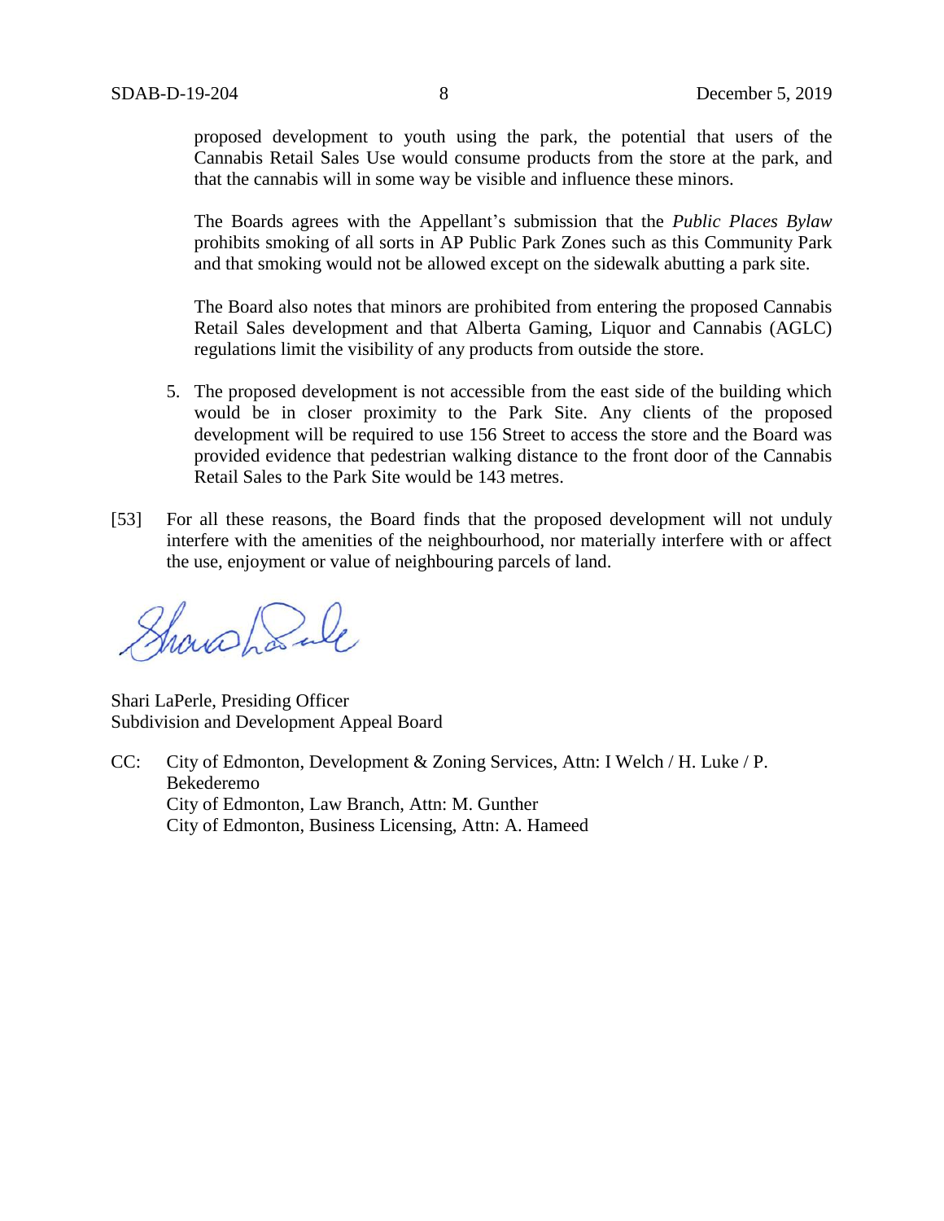proposed development to youth using the park, the potential that users of the Cannabis Retail Sales Use would consume products from the store at the park, and that the cannabis will in some way be visible and influence these minors.

The Boards agrees with the Appellant's submission that the *Public Places Bylaw* prohibits smoking of all sorts in AP Public Park Zones such as this Community Park and that smoking would not be allowed except on the sidewalk abutting a park site.

The Board also notes that minors are prohibited from entering the proposed Cannabis Retail Sales development and that Alberta Gaming, Liquor and Cannabis (AGLC) regulations limit the visibility of any products from outside the store.

5. The proposed development is not accessible from the east side of the building which would be in closer proximity to the Park Site. Any clients of the proposed development will be required to use 156 Street to access the store and the Board was provided evidence that pedestrian walking distance to the front door of the Cannabis Retail Sales to the Park Site would be 143 metres.

[53] For all these reasons, the Board finds that the proposed development will not unduly interfere with the amenities of the neighbourhood, nor materially interfere with or affect the use, enjoyment or value of neighbouring parcels of land.

Shari LaPerle, Presiding Officer
Subdivision and Development Appeal Board

CC: City of Edmonton, Development & Zoning Services, Attn: I Welch / H. Luke / P. Bekederemo
City of Edmonton, Law Branch, Attn: M. Gunther
City of Edmonton, Business Licensing, Attn: A. Hameed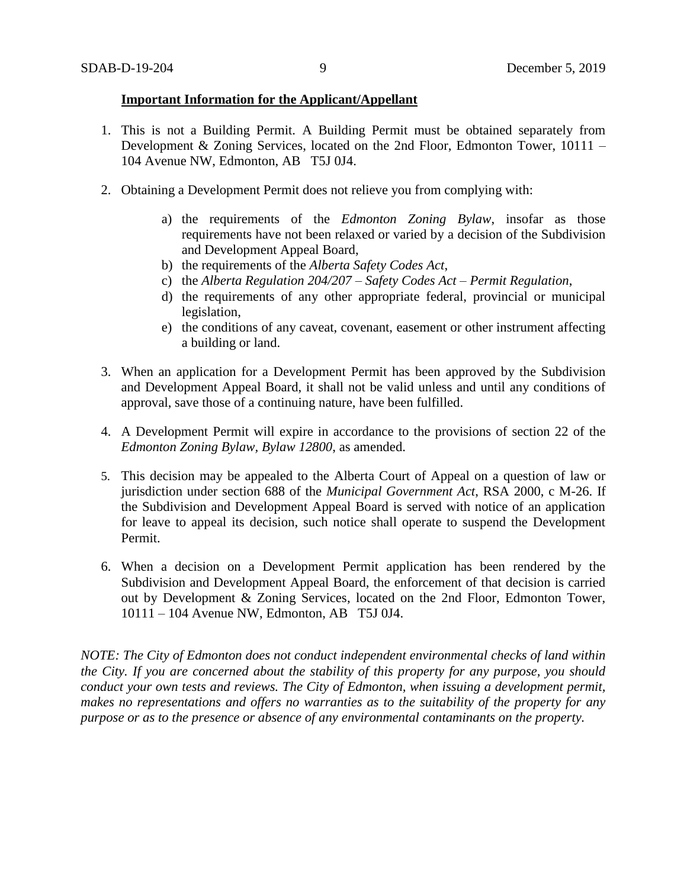**Important Information for the Applicant/Appellant**

1. This is not a Building Permit. A Building Permit must be obtained separately from Development & Zoning Services, located on the 2nd Floor, Edmonton Tower, 10111 – 104 Avenue NW, Edmonton, AB T5J 0J4.

2. Obtaining a Development Permit does not relieve you from complying with:

   a) the requirements of the *Edmonton Zoning Bylaw*, insofar as those requirements have not been relaxed or varied by a decision of the Subdivision and Development Appeal Board,
   b) the requirements of the *Alberta Safety Codes Act*,
   c) the *Alberta Regulation 204/207 – Safety Codes Act – Permit Regulation*,
   d) the requirements of any other appropriate federal, provincial or municipal legislation,
   e) the conditions of any caveat, covenant, easement or other instrument affecting a building or land.

3. When an application for a Development Permit has been approved by the Subdivision and Development Appeal Board, it shall not be valid unless and until any conditions of approval, save those of a continuing nature, have been fulfilled.

4. A Development Permit will expire in accordance to the provisions of section 22 of the *Edmonton Zoning Bylaw, Bylaw 12800*, as amended.

5. This decision may be appealed to the Alberta Court of Appeal on a question of law or jurisdiction under section 688 of the *Municipal Government Act*, RSA 2000, c M-26. If the Subdivision and Development Appeal Board is served with notice of an application for leave to appeal its decision, such notice shall operate to suspend the Development Permit.

6. When a decision on a Development Permit application has been rendered by the Subdivision and Development Appeal Board, the enforcement of that decision is carried out by Development & Zoning Services, located on the 2nd Floor, Edmonton Tower, 10111 – 104 Avenue NW, Edmonton, AB T5J 0J4.

*NOTE: The City of Edmonton does not conduct independent environmental checks of land within the City. If you are concerned about the stability of this property for any purpose, you should conduct your own tests and reviews. The City of Edmonton, when issuing a development permit, makes no representations and offers no warranties as to the suitability of the property for any purpose or as to the presence or absence of any environmental contaminants on the property.*